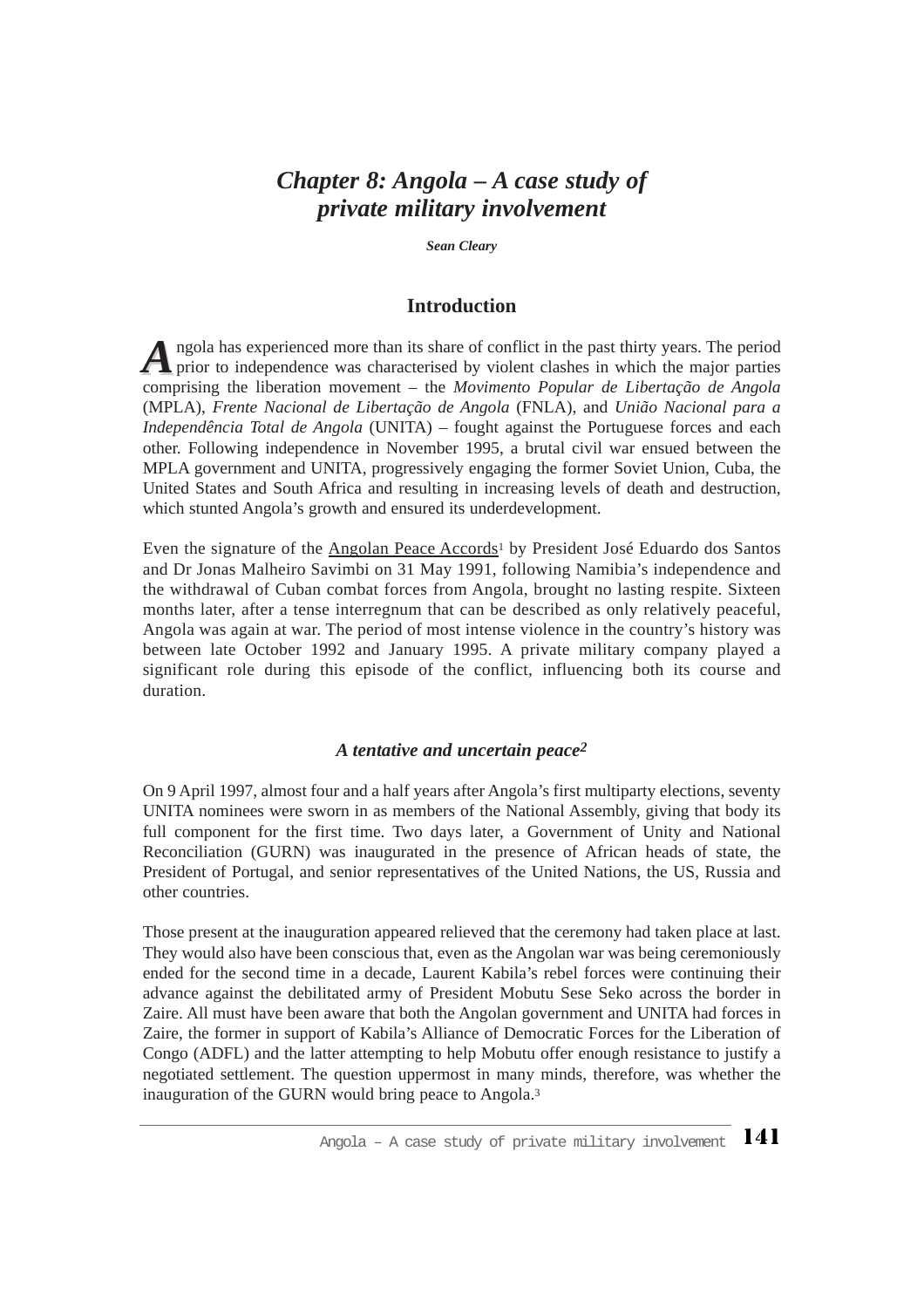# *Chapter 8: Angola – A case study of private military involvement*

***Sean Cleary***

## Introduction

Angola has experienced more than its share of conflict in the past thirty years. The period prior to independence was characterised by violent clashes in which the major parties comprising the liberation movement – the *Movimento Popular de Libertação de Angola* (MPLA), *Frente Nacional de Libertação de Angola* (FNLA), and *União Nacional para a Independência Total de Angola* (UNITA) – fought against the Portuguese forces and each other. Following independence in November 1995, a brutal civil war ensued between the MPLA government and UNITA, progressively engaging the former Soviet Union, Cuba, the United States and South Africa and resulting in increasing levels of death and destruction, which stunted Angola's growth and ensured its underdevelopment.

Even the signature of the Angolan Peace Accords[1] by President José Eduardo dos Santos and Dr Jonas Malheiro Savimbi on 31 May 1991, following Namibia's independence and the withdrawal of Cuban combat forces from Angola, brought no lasting respite. Sixteen months later, after a tense interregnum that can be described as only relatively peaceful, Angola was again at war. The period of most intense violence in the country's history was between late October 1992 and January 1995. A private military company played a significant role during this episode of the conflict, influencing both its course and duration.

### *A tentative and uncertain peace*[2]

On 9 April 1997, almost four and a half years after Angola's first multiparty elections, seventy UNITA nominees were sworn in as members of the National Assembly, giving that body its full component for the first time. Two days later, a Government of Unity and National Reconciliation (GURN) was inaugurated in the presence of African heads of state, the President of Portugal, and senior representatives of the United Nations, the US, Russia and other countries.

Those present at the inauguration appeared relieved that the ceremony had taken place at last. They would also have been conscious that, even as the Angolan war was being ceremoniously ended for the second time in a decade, Laurent Kabila's rebel forces were continuing their advance against the debilitated army of President Mobutu Sese Seko across the border in Zaire. All must have been aware that both the Angolan government and UNITA had forces in Zaire, the former in support of Kabila's Alliance of Democratic Forces for the Liberation of Congo (ADFL) and the latter attempting to help Mobutu offer enough resistance to justify a negotiated settlement. The question uppermost in many minds, therefore, was whether the inauguration of the GURN would bring peace to Angola.[3]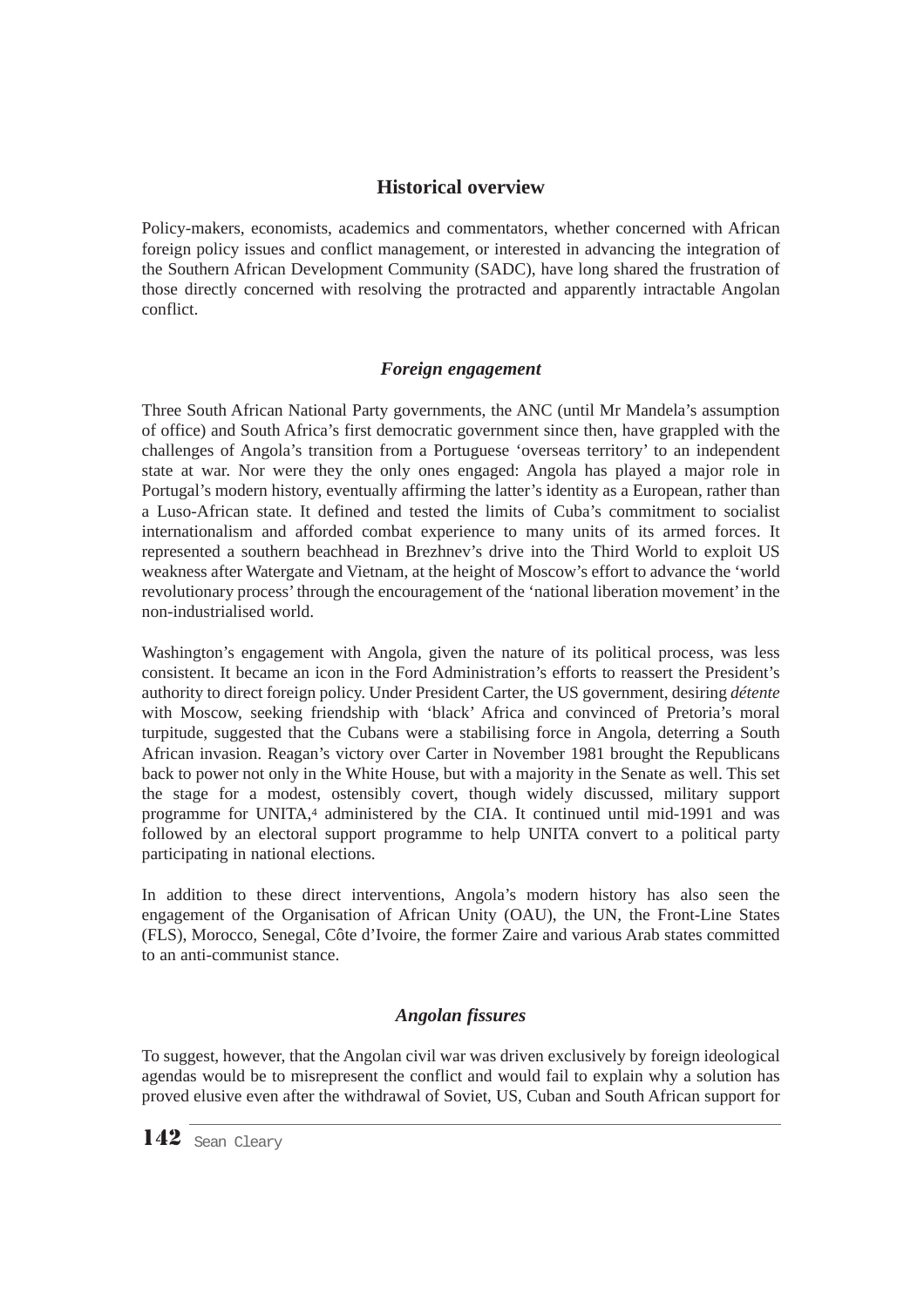## Historical overview

Policy-makers, economists, academics and commentators, whether concerned with African foreign policy issues and conflict management, or interested in advancing the integration of the Southern African Development Community (SADC), have long shared the frustration of those directly concerned with resolving the protracted and apparently intractable Angolan conflict.

### *Foreign engagement*

Three South African National Party governments, the ANC (until Mr Mandela's assumption of office) and South Africa's first democratic government since then, have grappled with the challenges of Angola's transition from a Portuguese 'overseas territory' to an independent state at war. Nor were they the only ones engaged: Angola has played a major role in Portugal's modern history, eventually affirming the latter's identity as a European, rather than a Luso-African state. It defined and tested the limits of Cuba's commitment to socialist internationalism and afforded combat experience to many units of its armed forces. It represented a southern beachhead in Brezhnev's drive into the Third World to exploit US weakness after Watergate and Vietnam, at the height of Moscow's effort to advance the 'world revolutionary process' through the encouragement of the 'national liberation movement' in the non-industrialised world.

Washington's engagement with Angola, given the nature of its political process, was less consistent. It became an icon in the Ford Administration's efforts to reassert the President's authority to direct foreign policy. Under President Carter, the US government, desiring *détente* with Moscow, seeking friendship with 'black' Africa and convinced of Pretoria's moral turpitude, suggested that the Cubans were a stabilising force in Angola, deterring a South African invasion. Reagan's victory over Carter in November 1981 brought the Republicans back to power not only in the White House, but with a majority in the Senate as well. This set the stage for a modest, ostensibly covert, though widely discussed, military support programme for UNITA,[4] administered by the CIA. It continued until mid-1991 and was followed by an electoral support programme to help UNITA convert to a political party participating in national elections.

In addition to these direct interventions, Angola's modern history has also seen the engagement of the Organisation of African Unity (OAU), the UN, the Front-Line States (FLS), Morocco, Senegal, Côte d'Ivoire, the former Zaire and various Arab states committed to an anti-communist stance.

### *Angolan fissures*

To suggest, however, that the Angolan civil war was driven exclusively by foreign ideological agendas would be to misrepresent the conflict and would fail to explain why a solution has proved elusive even after the withdrawal of Soviet, US, Cuban and South African support for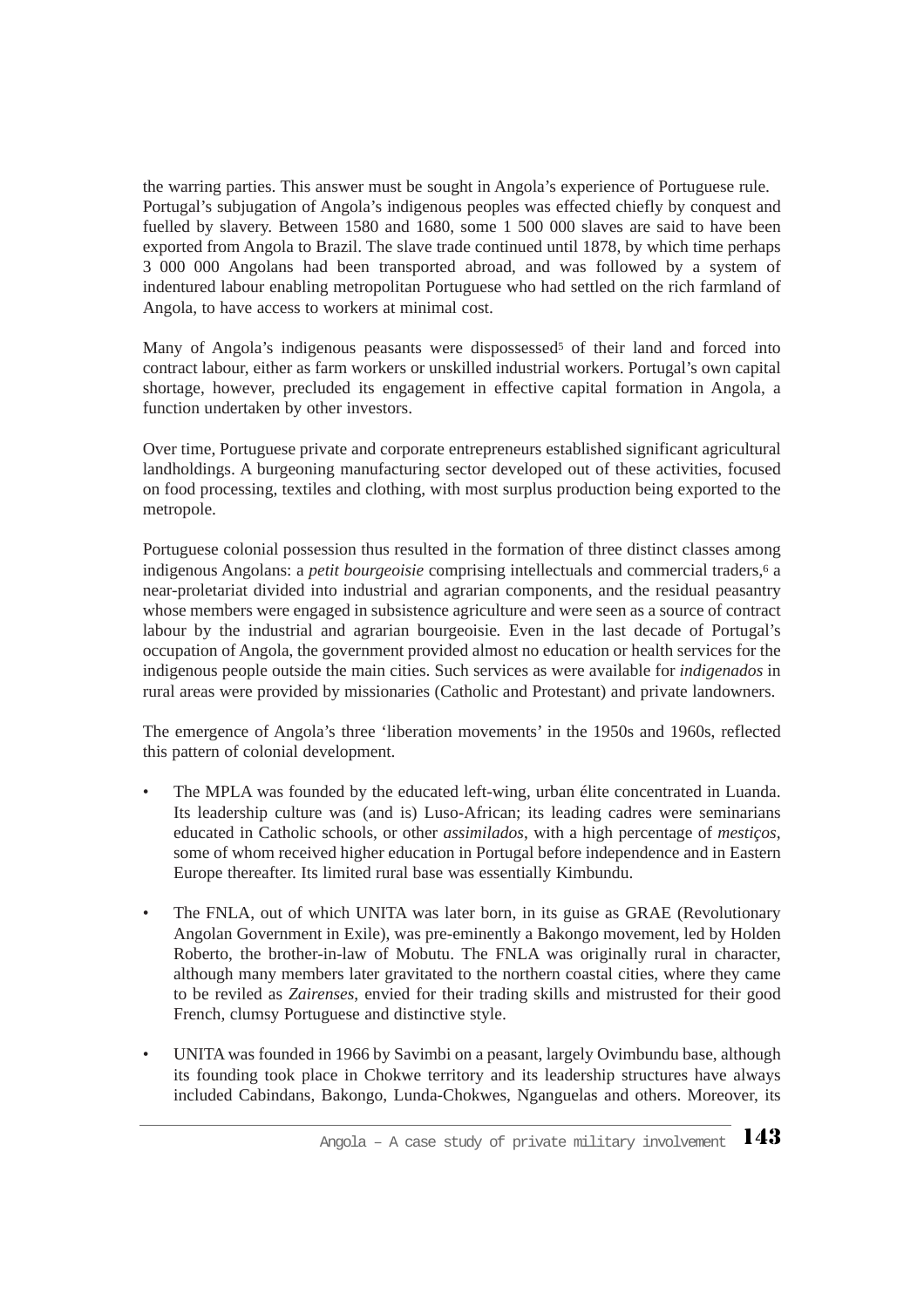the warring parties. This answer must be sought in Angola's experience of Portuguese rule. Portugal's subjugation of Angola's indigenous peoples was effected chiefly by conquest and fuelled by slavery. Between 1580 and 1680, some 1 500 000 slaves are said to have been exported from Angola to Brazil. The slave trade continued until 1878, by which time perhaps 3 000 000 Angolans had been transported abroad, and was followed by a system of indentured labour enabling metropolitan Portuguese who had settled on the rich farmland of Angola, to have access to workers at minimal cost.

Many of Angola's indigenous peasants were dispossessed[5] of their land and forced into contract labour, either as farm workers or unskilled industrial workers. Portugal's own capital shortage, however, precluded its engagement in effective capital formation in Angola, a function undertaken by other investors.

Over time, Portuguese private and corporate entrepreneurs established significant agricultural landholdings. A burgeoning manufacturing sector developed out of these activities, focused on food processing, textiles and clothing, with most surplus production being exported to the metropole.

Portuguese colonial possession thus resulted in the formation of three distinct classes among indigenous Angolans: a *petit bourgeoisie* comprising intellectuals and commercial traders,[6] a near-proletariat divided into industrial and agrarian components, and the residual peasantry whose members were engaged in subsistence agriculture and were seen as a source of contract labour by the industrial and agrarian bourgeoisie. Even in the last decade of Portugal's occupation of Angola, the government provided almost no education or health services for the indigenous people outside the main cities. Such services as were available for *indigenados* in rural areas were provided by missionaries (Catholic and Protestant) and private landowners.

The emergence of Angola's three 'liberation movements' in the 1950s and 1960s, reflected this pattern of colonial development.

- The MPLA was founded by the educated left-wing, urban élite concentrated in Luanda. Its leadership culture was (and is) Luso-African; its leading cadres were seminarians educated in Catholic schools, or other *assimilados*, with a high percentage of *mestiços*, some of whom received higher education in Portugal before independence and in Eastern Europe thereafter. Its limited rural base was essentially Kimbundu.
- The FNLA, out of which UNITA was later born, in its guise as GRAE (Revolutionary Angolan Government in Exile), was pre-eminently a Bakongo movement, led by Holden Roberto, the brother-in-law of Mobutu. The FNLA was originally rural in character, although many members later gravitated to the northern coastal cities, where they came to be reviled as *Zairenses*, envied for their trading skills and mistrusted for their good French, clumsy Portuguese and distinctive style.
- UNITA was founded in 1966 by Savimbi on a peasant, largely Ovimbundu base, although its founding took place in Chokwe territory and its leadership structures have always included Cabindans, Bakongo, Lunda-Chokwes, Nganguelas and others. Moreover, its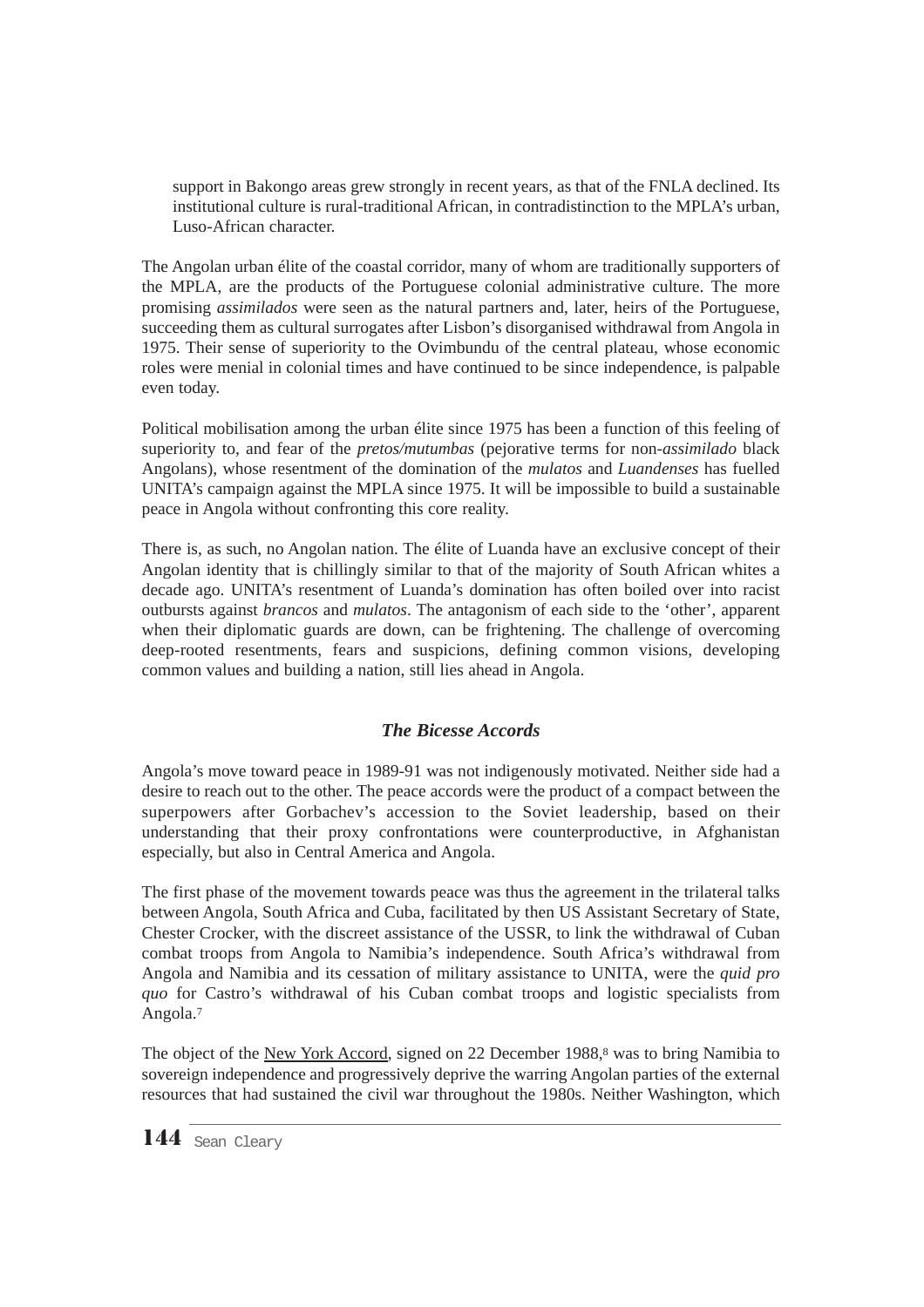> support in Bakongo areas grew strongly in recent years, as that of the FNLA declined. Its institutional culture is rural-traditional African, in contradistinction to the MPLA's urban, Luso-African character.

The Angolan urban élite of the coastal corridor, many of whom are traditionally supporters of the MPLA, are the products of the Portuguese colonial administrative culture. The more promising *assimilados* were seen as the natural partners and, later, heirs of the Portuguese, succeeding them as cultural surrogates after Lisbon's disorganised withdrawal from Angola in 1975. Their sense of superiority to the Ovimbundu of the central plateau, whose economic roles were menial in colonial times and have continued to be since independence, is palpable even today.

Political mobilisation among the urban élite since 1975 has been a function of this feeling of superiority to, and fear of the *pretos/mutumbas* (pejorative terms for non-*assimilado* black Angolans), whose resentment of the domination of the *mulatos* and *Luandenses* has fuelled UNITA's campaign against the MPLA since 1975. It will be impossible to build a sustainable peace in Angola without confronting this core reality.

There is, as such, no Angolan nation. The élite of Luanda have an exclusive concept of their Angolan identity that is chillingly similar to that of the majority of South African whites a decade ago. UNITA's resentment of Luanda's domination has often boiled over into racist outbursts against *brancos* and *mulatos*. The antagonism of each side to the 'other', apparent when their diplomatic guards are down, can be frightening. The challenge of overcoming deep-rooted resentments, fears and suspicions, defining common visions, developing common values and building a nation, still lies ahead in Angola.

### *The Bicesse Accords*

Angola's move toward peace in 1989-91 was not indigenously motivated. Neither side had a desire to reach out to the other. The peace accords were the product of a compact between the superpowers after Gorbachev's accession to the Soviet leadership, based on their understanding that their proxy confrontations were counterproductive, in Afghanistan especially, but also in Central America and Angola.

The first phase of the movement towards peace was thus the agreement in the trilateral talks between Angola, South Africa and Cuba, facilitated by then US Assistant Secretary of State, Chester Crocker, with the discreet assistance of the USSR, to link the withdrawal of Cuban combat troops from Angola to Namibia's independence. South Africa's withdrawal from Angola and Namibia and its cessation of military assistance to UNITA, were the *quid pro quo* for Castro's withdrawal of his Cuban combat troops and logistic specialists from Angola.[7]

The object of the New York Accord, signed on 22 December 1988,[8] was to bring Namibia to sovereign independence and progressively deprive the warring Angolan parties of the external resources that had sustained the civil war throughout the 1980s. Neither Washington, which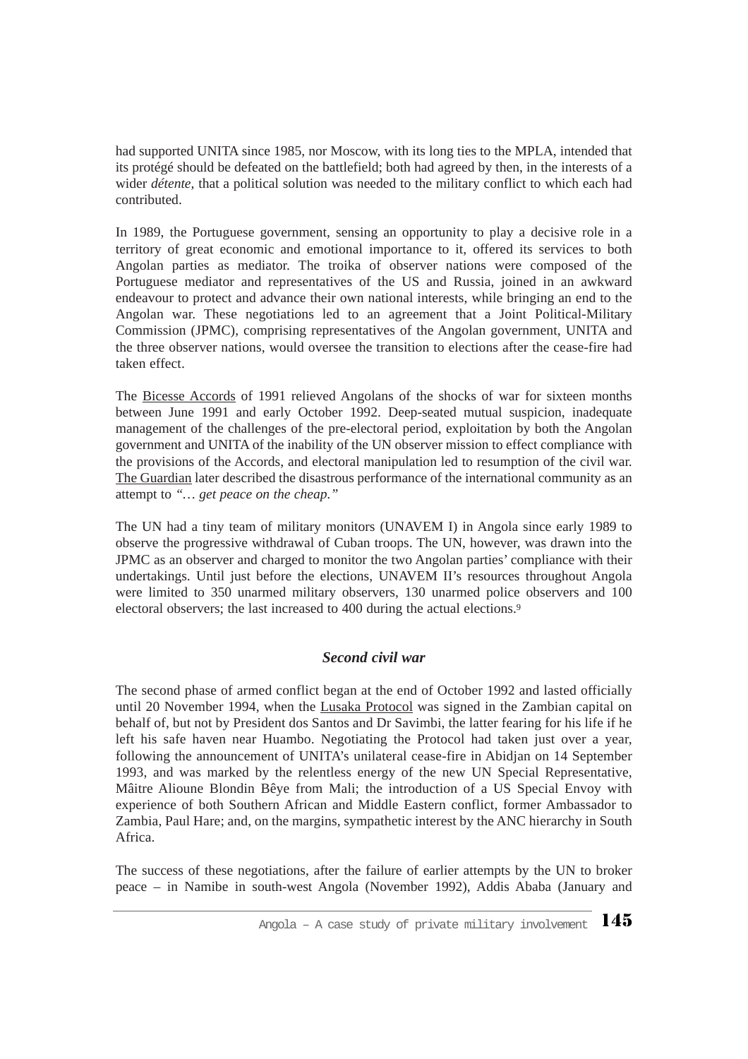had supported UNITA since 1985, nor Moscow, with its long ties to the MPLA, intended that its protégé should be defeated on the battlefield; both had agreed by then, in the interests of a wider *détente,* that a political solution was needed to the military conflict to which each had contributed.

In 1989, the Portuguese government, sensing an opportunity to play a decisive role in a territory of great economic and emotional importance to it, offered its services to both Angolan parties as mediator. The troika of observer nations were composed of the Portuguese mediator and representatives of the US and Russia, joined in an awkward endeavour to protect and advance their own national interests, while bringing an end to the Angolan war. These negotiations led to an agreement that a Joint Political-Military Commission (JPMC), comprising representatives of the Angolan government, UNITA and the three observer nations, would oversee the transition to elections after the cease-fire had taken effect.

The Bicesse Accords of 1991 relieved Angolans of the shocks of war for sixteen months between June 1991 and early October 1992. Deep-seated mutual suspicion, inadequate management of the challenges of the pre-electoral period, exploitation by both the Angolan government and UNITA of the inability of the UN observer mission to effect compliance with the provisions of the Accords, and electoral manipulation led to resumption of the civil war. The Guardian later described the disastrous performance of the international community as an attempt to *"… get peace on the cheap."*

The UN had a tiny team of military monitors (UNAVEM I) in Angola since early 1989 to observe the progressive withdrawal of Cuban troops. The UN, however, was drawn into the JPMC as an observer and charged to monitor the two Angolan parties' compliance with their undertakings. Until just before the elections, UNAVEM II's resources throughout Angola were limited to 350 unarmed military observers, 130 unarmed police observers and 100 electoral observers; the last increased to 400 during the actual elections.[9]

### *Second civil war*

The second phase of armed conflict began at the end of October 1992 and lasted officially until 20 November 1994, when the Lusaka Protocol was signed in the Zambian capital on behalf of, but not by President dos Santos and Dr Savimbi, the latter fearing for his life if he left his safe haven near Huambo. Negotiating the Protocol had taken just over a year, following the announcement of UNITA's unilateral cease-fire in Abidjan on 14 September 1993, and was marked by the relentless energy of the new UN Special Representative, Mâitre Alioune Blondin Bêye from Mali; the introduction of a US Special Envoy with experience of both Southern African and Middle Eastern conflict, former Ambassador to Zambia, Paul Hare; and, on the margins, sympathetic interest by the ANC hierarchy in South Africa.

The success of these negotiations, after the failure of earlier attempts by the UN to broker peace – in Namibe in south-west Angola (November 1992), Addis Ababa (January and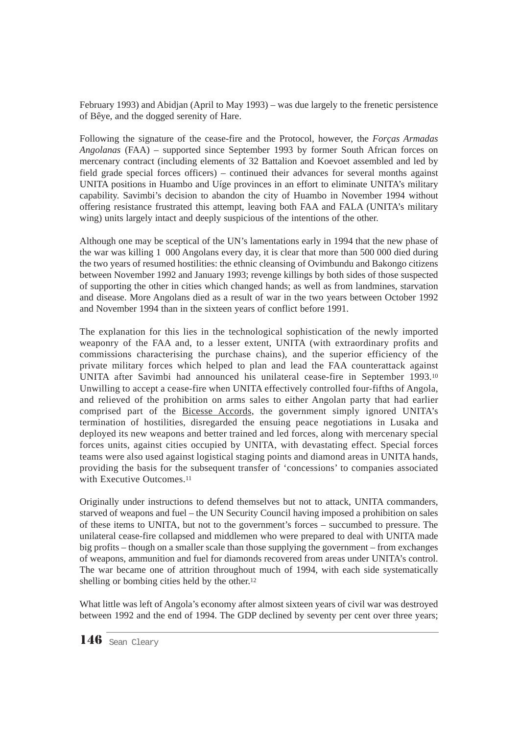February 1993) and Abidjan (April to May 1993) – was due largely to the frenetic persistence of Bêye, and the dogged serenity of Hare.

Following the signature of the cease-fire and the Protocol, however, the *Forças Armadas Angolanas* (FAA) – supported since September 1993 by former South African forces on mercenary contract (including elements of 32 Battalion and Koevoet assembled and led by field grade special forces officers) – continued their advances for several months against UNITA positions in Huambo and Uíge provinces in an effort to eliminate UNITA's military capability. Savimbi's decision to abandon the city of Huambo in November 1994 without offering resistance frustrated this attempt, leaving both FAA and FALA (UNITA's military wing) units largely intact and deeply suspicious of the intentions of the other.

Although one may be sceptical of the UN's lamentations early in 1994 that the new phase of the war was killing 1 000 Angolans every day, it is clear that more than 500 000 died during the two years of resumed hostilities: the ethnic cleansing of Ovimbundu and Bakongo citizens between November 1992 and January 1993; revenge killings by both sides of those suspected of supporting the other in cities which changed hands; as well as from landmines, starvation and disease. More Angolans died as a result of war in the two years between October 1992 and November 1994 than in the sixteen years of conflict before 1991.

The explanation for this lies in the technological sophistication of the newly imported weaponry of the FAA and, to a lesser extent, UNITA (with extraordinary profits and commissions characterising the purchase chains), and the superior efficiency of the private military forces which helped to plan and lead the FAA counterattack against UNITA after Savimbi had announced his unilateral cease-fire in September 1993.[10] Unwilling to accept a cease-fire when UNITA effectively controlled four-fifths of Angola, and relieved of the prohibition on arms sales to either Angolan party that had earlier comprised part of the Bicesse Accords, the government simply ignored UNITA's termination of hostilities, disregarded the ensuing peace negotiations in Lusaka and deployed its new weapons and better trained and led forces, along with mercenary special forces units, against cities occupied by UNITA, with devastating effect. Special forces teams were also used against logistical staging points and diamond areas in UNITA hands, providing the basis for the subsequent transfer of 'concessions' to companies associated with Executive Outcomes.[11]

Originally under instructions to defend themselves but not to attack, UNITA commanders, starved of weapons and fuel – the UN Security Council having imposed a prohibition on sales of these items to UNITA, but not to the government's forces – succumbed to pressure. The unilateral cease-fire collapsed and middlemen who were prepared to deal with UNITA made big profits – though on a smaller scale than those supplying the government – from exchanges of weapons, ammunition and fuel for diamonds recovered from areas under UNITA's control. The war became one of attrition throughout much of 1994, with each side systematically shelling or bombing cities held by the other.[12]

What little was left of Angola's economy after almost sixteen years of civil war was destroyed between 1992 and the end of 1994. The GDP declined by seventy per cent over three years;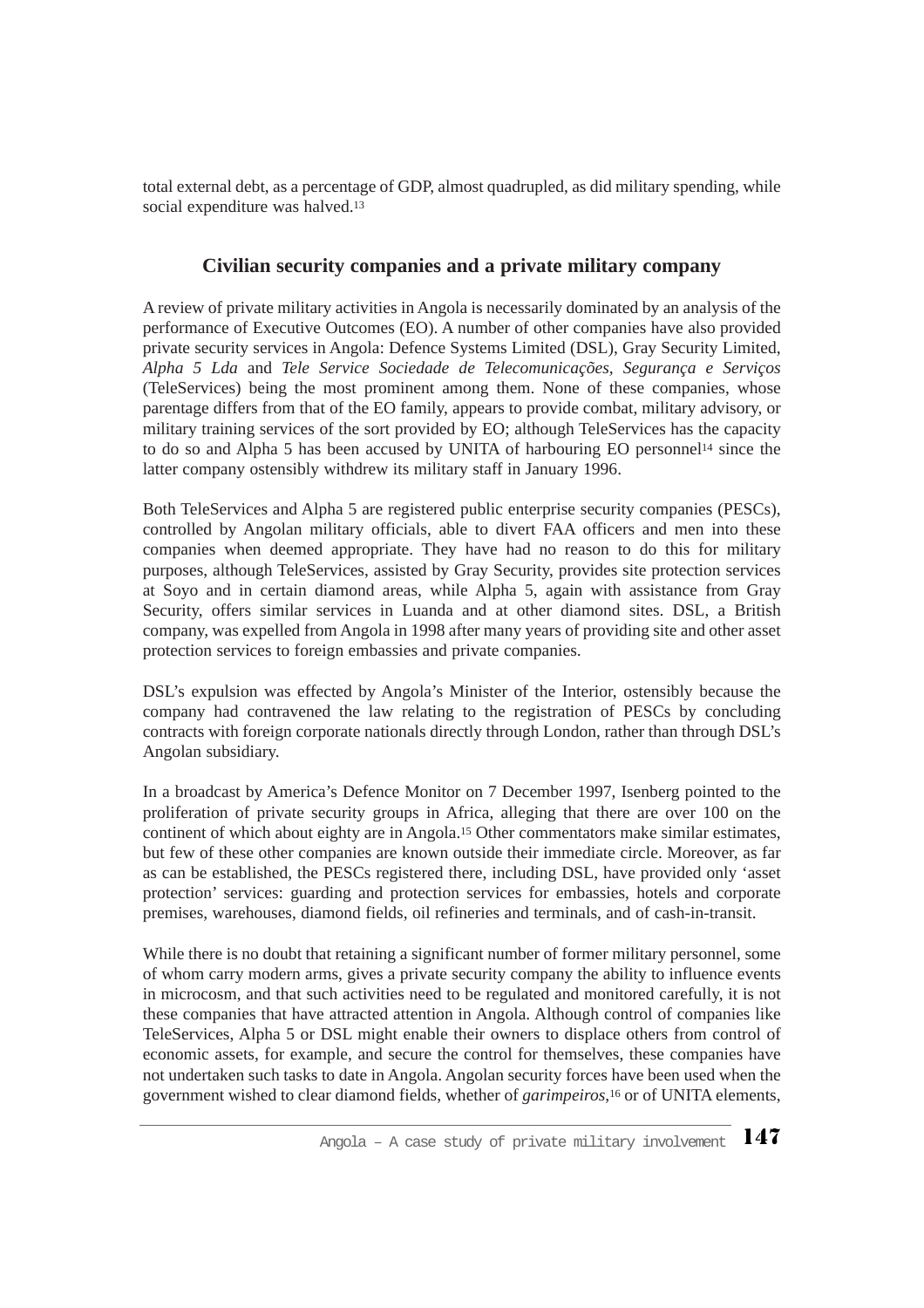total external debt, as a percentage of GDP, almost quadrupled, as did military spending, while social expenditure was halved.[13]

## Civilian security companies and a private military company

A review of private military activities in Angola is necessarily dominated by an analysis of the performance of Executive Outcomes (EO). A number of other companies have also provided private security services in Angola: Defence Systems Limited (DSL), Gray Security Limited, *Alpha 5 Lda* and *Tele Service Sociedade de Telecomunicações, Segurança e Serviços* (TeleServices) being the most prominent among them. None of these companies, whose parentage differs from that of the EO family, appears to provide combat, military advisory, or military training services of the sort provided by EO; although TeleServices has the capacity to do so and Alpha 5 has been accused by UNITA of harbouring EO personnel[14] since the latter company ostensibly withdrew its military staff in January 1996.

Both TeleServices and Alpha 5 are registered public enterprise security companies (PESCs), controlled by Angolan military officials, able to divert FAA officers and men into these companies when deemed appropriate. They have had no reason to do this for military purposes, although TeleServices, assisted by Gray Security, provides site protection services at Soyo and in certain diamond areas, while Alpha 5, again with assistance from Gray Security, offers similar services in Luanda and at other diamond sites. DSL, a British company, was expelled from Angola in 1998 after many years of providing site and other asset protection services to foreign embassies and private companies.

DSL's expulsion was effected by Angola's Minister of the Interior, ostensibly because the company had contravened the law relating to the registration of PESCs by concluding contracts with foreign corporate nationals directly through London, rather than through DSL's Angolan subsidiary.

In a broadcast by America's Defence Monitor on 7 December 1997, Isenberg pointed to the proliferation of private security groups in Africa, alleging that there are over 100 on the continent of which about eighty are in Angola.[15] Other commentators make similar estimates, but few of these other companies are known outside their immediate circle. Moreover, as far as can be established, the PESCs registered there, including DSL, have provided only 'asset protection' services: guarding and protection services for embassies, hotels and corporate premises, warehouses, diamond fields, oil refineries and terminals, and of cash-in-transit.

While there is no doubt that retaining a significant number of former military personnel, some of whom carry modern arms, gives a private security company the ability to influence events in microcosm, and that such activities need to be regulated and monitored carefully, it is not these companies that have attracted attention in Angola. Although control of companies like TeleServices, Alpha 5 or DSL might enable their owners to displace others from control of economic assets, for example, and secure the control for themselves, these companies have not undertaken such tasks to date in Angola. Angolan security forces have been used when the government wished to clear diamond fields, whether of *garimpeiros*,[16] or of UNITA elements,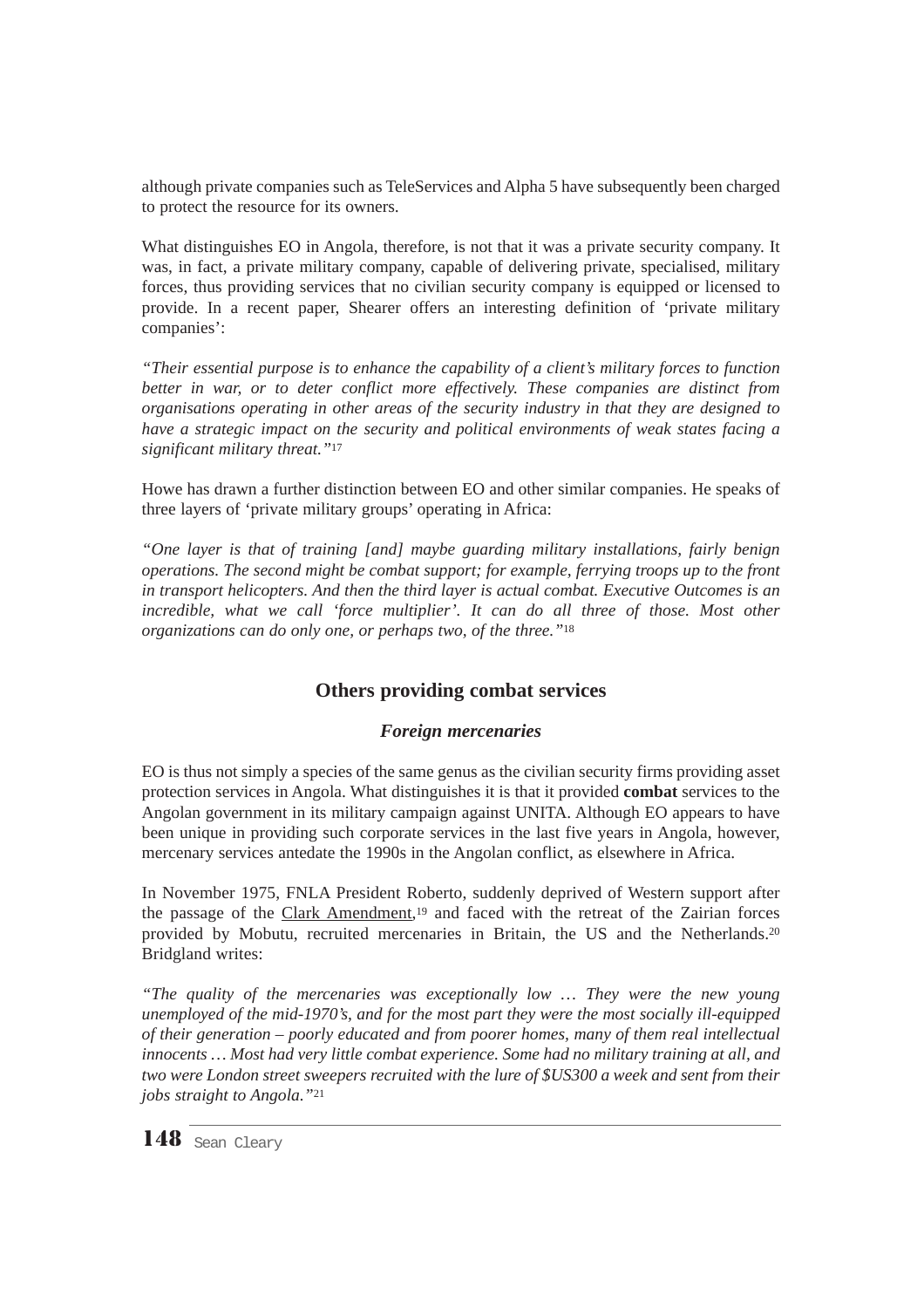although private companies such as TeleServices and Alpha 5 have subsequently been charged to protect the resource for its owners.

What distinguishes EO in Angola, therefore, is not that it was a private security company. It was, in fact, a private military company, capable of delivering private, specialised, military forces, thus providing services that no civilian security company is equipped or licensed to provide. In a recent paper, Shearer offers an interesting definition of 'private military companies':

*"Their essential purpose is to enhance the capability of a client's military forces to function better in war, or to deter conflict more effectively. These companies are distinct from organisations operating in other areas of the security industry in that they are designed to have a strategic impact on the security and political environments of weak states facing a significant military threat."*[17]

Howe has drawn a further distinction between EO and other similar companies. He speaks of three layers of 'private military groups' operating in Africa:

*"One layer is that of training [and] maybe guarding military installations, fairly benign operations. The second might be combat support; for example, ferrying troops up to the front in transport helicopters. And then the third layer is actual combat. Executive Outcomes is an incredible, what we call 'force multiplier'. It can do all three of those. Most other organizations can do only one, or perhaps two, of the three."*[18]

## Others providing combat services

### *Foreign mercenaries*

EO is thus not simply a species of the same genus as the civilian security firms providing asset protection services in Angola. What distinguishes it is that it provided **combat** services to the Angolan government in its military campaign against UNITA. Although EO appears to have been unique in providing such corporate services in the last five years in Angola, however, mercenary services antedate the 1990s in the Angolan conflict, as elsewhere in Africa.

In November 1975, FNLA President Roberto, suddenly deprived of Western support after the passage of the Clark Amendment,[19] and faced with the retreat of the Zairian forces provided by Mobutu, recruited mercenaries in Britain, the US and the Netherlands.[20] Bridgland writes:

*"The quality of the mercenaries was exceptionally low … They were the new young unemployed of the mid-1970's, and for the most part they were the most socially ill-equipped of their generation – poorly educated and from poorer homes, many of them real intellectual innocents … Most had very little combat experience. Some had no military training at all, and two were London street sweepers recruited with the lure of $US300 a week and sent from their jobs straight to Angola."*[21]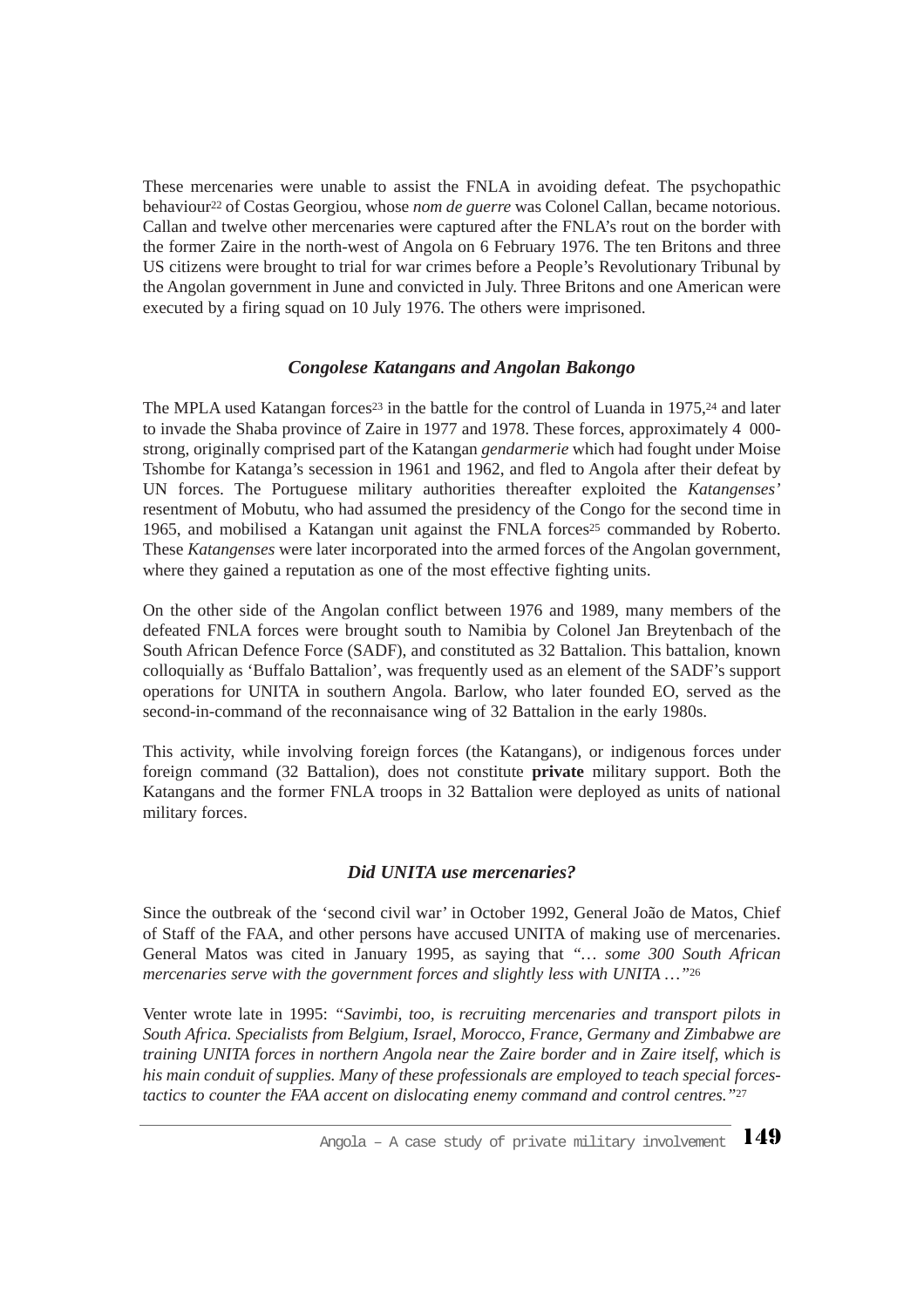These mercenaries were unable to assist the FNLA in avoiding defeat. The psychopathic behaviour[22] of Costas Georgiou, whose *nom de guerre* was Colonel Callan, became notorious. Callan and twelve other mercenaries were captured after the FNLA's rout on the border with the former Zaire in the north-west of Angola on 6 February 1976. The ten Britons and three US citizens were brought to trial for war crimes before a People's Revolutionary Tribunal by the Angolan government in June and convicted in July. Three Britons and one American were executed by a firing squad on 10 July 1976. The others were imprisoned.

### *Congolese Katangans and Angolan Bakongo*

The MPLA used Katangan forces[23] in the battle for the control of Luanda in 1975,[24] and later to invade the Shaba province of Zaire in 1977 and 1978. These forces, approximately 4 000-strong, originally comprised part of the Katangan *gendarmerie* which had fought under Moise Tshombe for Katanga's secession in 1961 and 1962, and fled to Angola after their defeat by UN forces. The Portuguese military authorities thereafter exploited the *Katangenses'* resentment of Mobutu, who had assumed the presidency of the Congo for the second time in 1965, and mobilised a Katangan unit against the FNLA forces[25] commanded by Roberto. These *Katangenses* were later incorporated into the armed forces of the Angolan government, where they gained a reputation as one of the most effective fighting units.

On the other side of the Angolan conflict between 1976 and 1989, many members of the defeated FNLA forces were brought south to Namibia by Colonel Jan Breytenbach of the South African Defence Force (SADF), and constituted as 32 Battalion. This battalion, known colloquially as 'Buffalo Battalion', was frequently used as an element of the SADF's support operations for UNITA in southern Angola. Barlow, who later founded EO, served as the second-in-command of the reconnaisance wing of 32 Battalion in the early 1980s.

This activity, while involving foreign forces (the Katangans), or indigenous forces under foreign command (32 Battalion), does not constitute **private** military support. Both the Katangans and the former FNLA troops in 32 Battalion were deployed as units of national military forces.

### *Did UNITA use mercenaries?*

Since the outbreak of the 'second civil war' in October 1992, General João de Matos, Chief of Staff of the FAA, and other persons have accused UNITA of making use of mercenaries. General Matos was cited in January 1995, as saying that *"… some 300 South African mercenaries serve with the government forces and slightly less with UNITA …"*[26]

Venter wrote late in 1995: *"Savimbi, too, is recruiting mercenaries and transport pilots in South Africa. Specialists from Belgium, Israel, Morocco, France, Germany and Zimbabwe are training UNITA forces in northern Angola near the Zaire border and in Zaire itself, which is his main conduit of supplies. Many of these professionals are employed to teach special forces-tactics to counter the FAA accent on dislocating enemy command and control centres."*[27]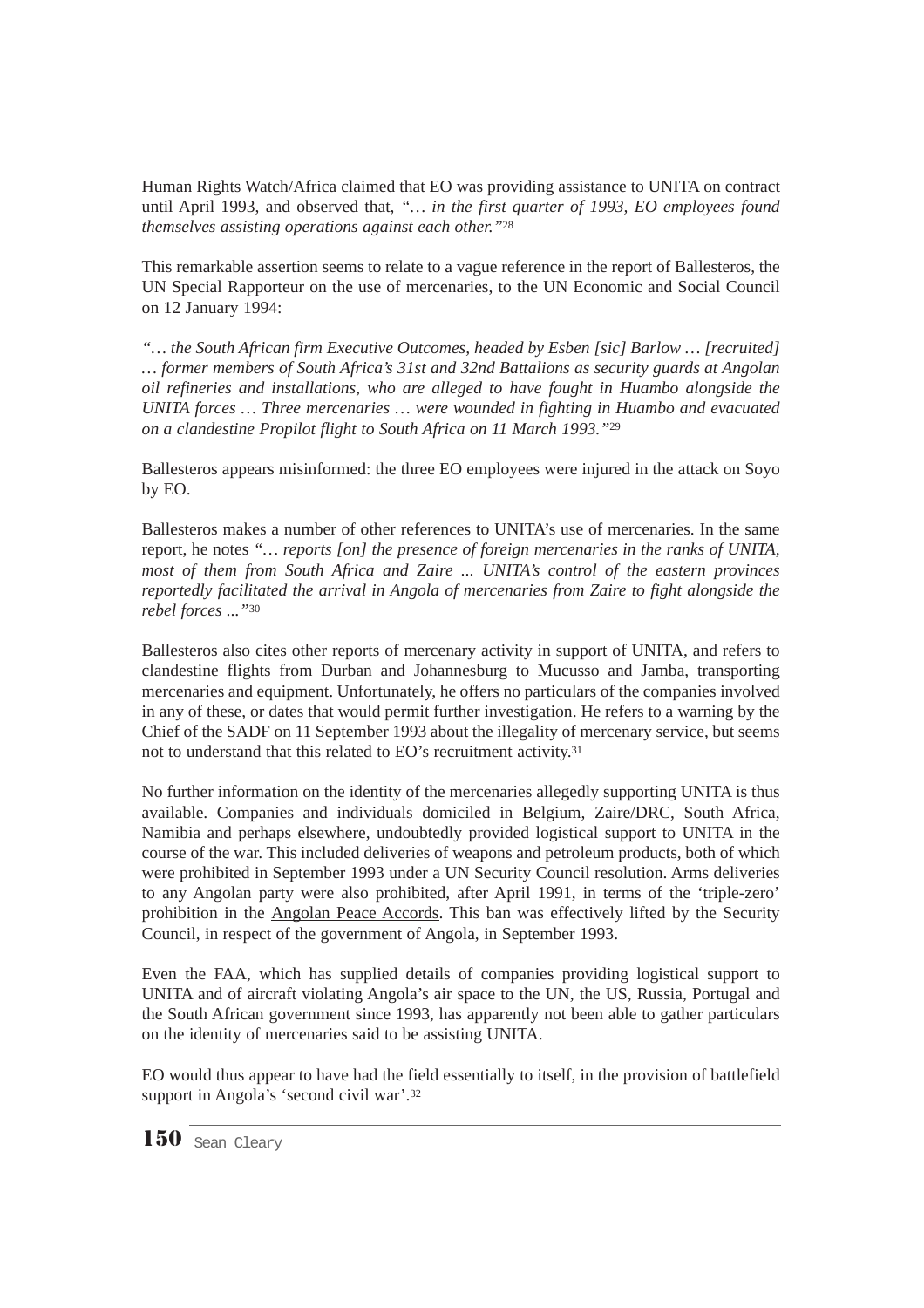Human Rights Watch/Africa claimed that EO was providing assistance to UNITA on contract until April 1993, and observed that, *"… in the first quarter of 1993, EO employees found themselves assisting operations against each other."*[28]

This remarkable assertion seems to relate to a vague reference in the report of Ballesteros, the UN Special Rapporteur on the use of mercenaries, to the UN Economic and Social Council on 12 January 1994:

*"… the South African firm Executive Outcomes, headed by Esben [sic] Barlow … [recruited] … former members of South Africa's 31st and 32nd Battalions as security guards at Angolan oil refineries and installations, who are alleged to have fought in Huambo alongside the UNITA forces … Three mercenaries … were wounded in fighting in Huambo and evacuated on a clandestine Propilot flight to South Africa on 11 March 1993."*[29]

Ballesteros appears misinformed: the three EO employees were injured in the attack on Soyo by EO.

Ballesteros makes a number of other references to UNITA's use of mercenaries. In the same report, he notes *"… reports [on] the presence of foreign mercenaries in the ranks of UNITA, most of them from South Africa and Zaire ... UNITA's control of the eastern provinces reportedly facilitated the arrival in Angola of mercenaries from Zaire to fight alongside the rebel forces ..."*[30]

Ballesteros also cites other reports of mercenary activity in support of UNITA, and refers to clandestine flights from Durban and Johannesburg to Mucusso and Jamba, transporting mercenaries and equipment. Unfortunately, he offers no particulars of the companies involved in any of these, or dates that would permit further investigation. He refers to a warning by the Chief of the SADF on 11 September 1993 about the illegality of mercenary service, but seems not to understand that this related to EO's recruitment activity.[31]

No further information on the identity of the mercenaries allegedly supporting UNITA is thus available. Companies and individuals domiciled in Belgium, Zaire/DRC, South Africa, Namibia and perhaps elsewhere, undoubtedly provided logistical support to UNITA in the course of the war. This included deliveries of weapons and petroleum products, both of which were prohibited in September 1993 under a UN Security Council resolution. Arms deliveries to any Angolan party were also prohibited, after April 1991, in terms of the 'triple-zero' prohibition in the Angolan Peace Accords. This ban was effectively lifted by the Security Council, in respect of the government of Angola, in September 1993.

Even the FAA, which has supplied details of companies providing logistical support to UNITA and of aircraft violating Angola's air space to the UN, the US, Russia, Portugal and the South African government since 1993, has apparently not been able to gather particulars on the identity of mercenaries said to be assisting UNITA.

EO would thus appear to have had the field essentially to itself, in the provision of battlefield support in Angola's 'second civil war'.[32]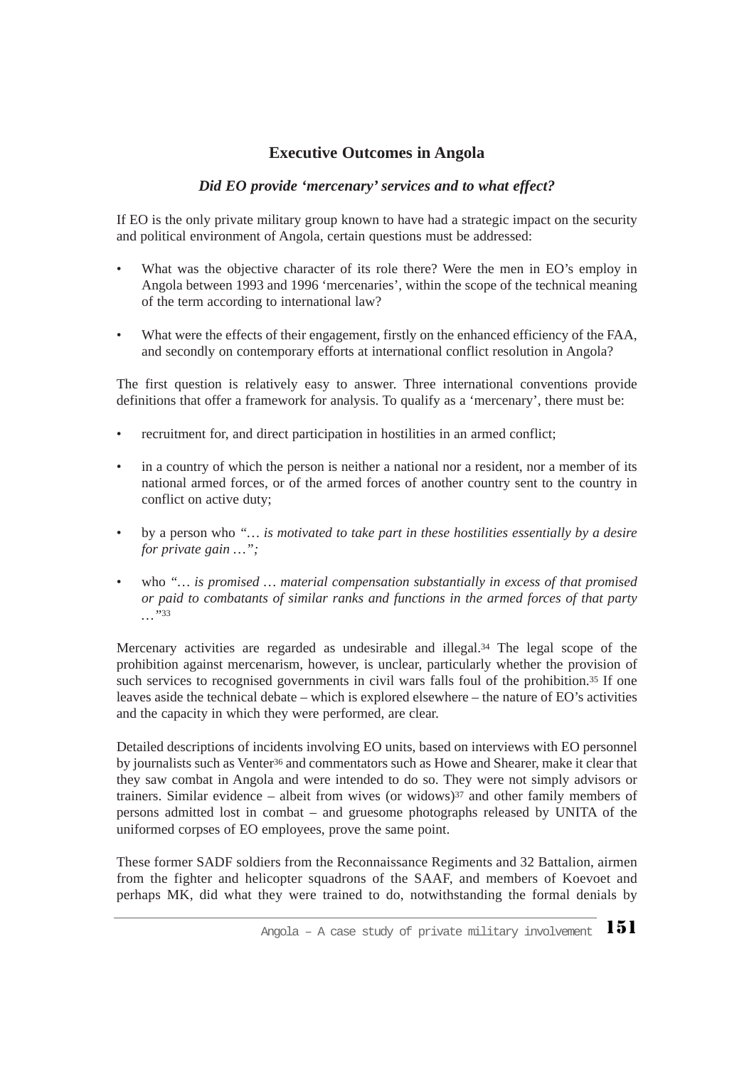## Executive Outcomes in Angola

### *Did EO provide 'mercenary' services and to what effect?*

If EO is the only private military group known to have had a strategic impact on the security and political environment of Angola, certain questions must be addressed:

- What was the objective character of its role there? Were the men in EO's employ in Angola between 1993 and 1996 'mercenaries', within the scope of the technical meaning of the term according to international law?
- What were the effects of their engagement, firstly on the enhanced efficiency of the FAA, and secondly on contemporary efforts at international conflict resolution in Angola?

The first question is relatively easy to answer. Three international conventions provide definitions that offer a framework for analysis. To qualify as a 'mercenary', there must be:

- recruitment for, and direct participation in hostilities in an armed conflict;
- in a country of which the person is neither a national nor a resident, nor a member of its national armed forces, or of the armed forces of another country sent to the country in conflict on active duty;
- by a person who *"… is motivated to take part in these hostilities essentially by a desire for private gain …";*
- who *"… is promised … material compensation substantially in excess of that promised or paid to combatants of similar ranks and functions in the armed forces of that party …"*[33]

Mercenary activities are regarded as undesirable and illegal.[34] The legal scope of the prohibition against mercenarism, however, is unclear, particularly whether the provision of such services to recognised governments in civil wars falls foul of the prohibition.[35] If one leaves aside the technical debate – which is explored elsewhere – the nature of EO's activities and the capacity in which they were performed, are clear.

Detailed descriptions of incidents involving EO units, based on interviews with EO personnel by journalists such as Venter[36] and commentators such as Howe and Shearer, make it clear that they saw combat in Angola and were intended to do so. They were not simply advisors or trainers. Similar evidence – albeit from wives (or widows)[37] and other family members of persons admitted lost in combat – and gruesome photographs released by UNITA of the uniformed corpses of EO employees, prove the same point.

These former SADF soldiers from the Reconnaissance Regiments and 32 Battalion, airmen from the fighter and helicopter squadrons of the SAAF, and members of Koevoet and perhaps MK, did what they were trained to do, notwithstanding the formal denials by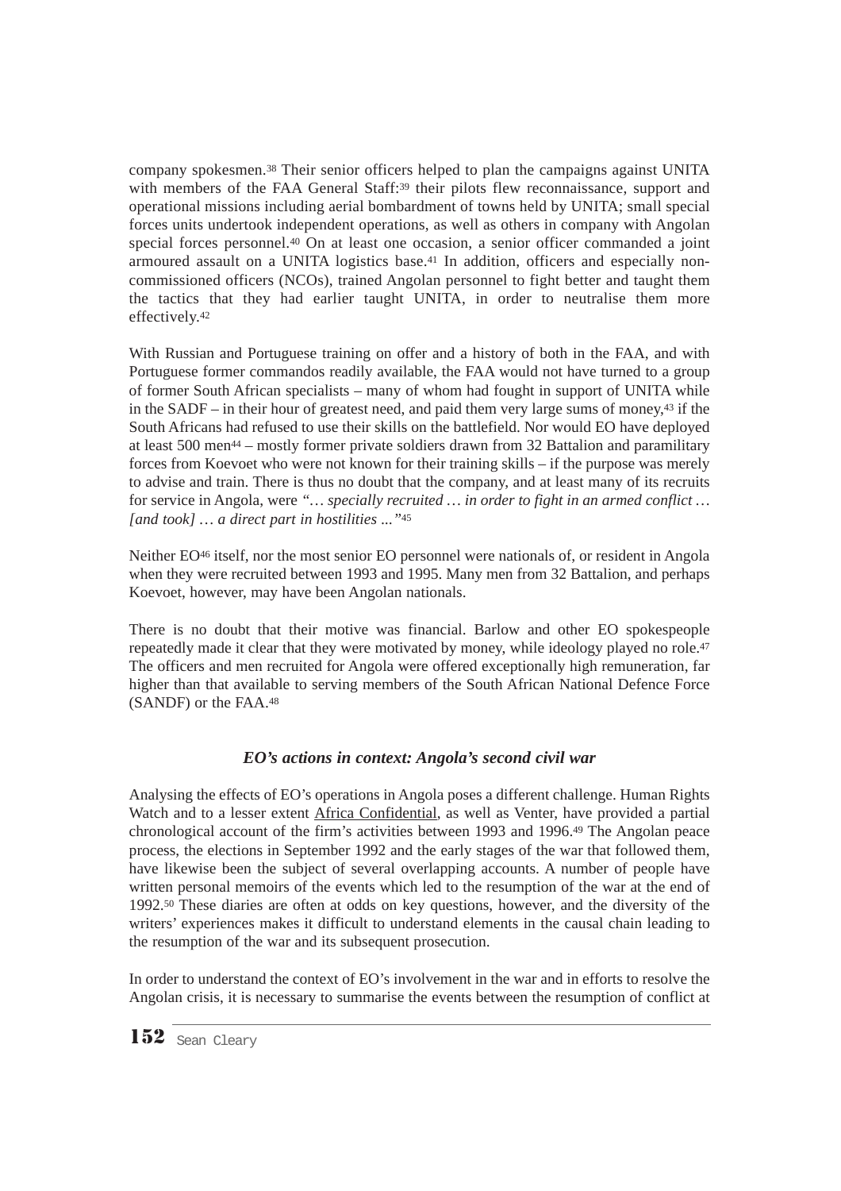company spokesmen.[38] Their senior officers helped to plan the campaigns against UNITA with members of the FAA General Staff:[39] their pilots flew reconnaissance, support and operational missions including aerial bombardment of towns held by UNITA; small special forces units undertook independent operations, as well as others in company with Angolan special forces personnel.[40] On at least one occasion, a senior officer commanded a joint armoured assault on a UNITA logistics base.[41] In addition, officers and especially non-commissioned officers (NCOs), trained Angolan personnel to fight better and taught them the tactics that they had earlier taught UNITA, in order to neutralise them more effectively.[42]

With Russian and Portuguese training on offer and a history of both in the FAA, and with Portuguese former commandos readily available, the FAA would not have turned to a group of former South African specialists – many of whom had fought in support of UNITA while in the SADF – in their hour of greatest need, and paid them very large sums of money,[43] if the South Africans had refused to use their skills on the battlefield. Nor would EO have deployed at least 500 men[44] – mostly former private soldiers drawn from 32 Battalion and paramilitary forces from Koevoet who were not known for their training skills – if the purpose was merely to advise and train. There is thus no doubt that the company, and at least many of its recruits for service in Angola, were *"… specially recruited … in order to fight in an armed conflict … [and took] … a direct part in hostilities ..."*[45]

Neither EO[46] itself, nor the most senior EO personnel were nationals of, or resident in Angola when they were recruited between 1993 and 1995. Many men from 32 Battalion, and perhaps Koevoet, however, may have been Angolan nationals.

There is no doubt that their motive was financial. Barlow and other EO spokespeople repeatedly made it clear that they were motivated by money, while ideology played no role.[47] The officers and men recruited for Angola were offered exceptionally high remuneration, far higher than that available to serving members of the South African National Defence Force (SANDF) or the FAA.[48]

### *EO's actions in context: Angola's second civil war*

Analysing the effects of EO's operations in Angola poses a different challenge. Human Rights Watch and to a lesser extent Africa Confidential, as well as Venter, have provided a partial chronological account of the firm's activities between 1993 and 1996.[49] The Angolan peace process, the elections in September 1992 and the early stages of the war that followed them, have likewise been the subject of several overlapping accounts. A number of people have written personal memoirs of the events which led to the resumption of the war at the end of 1992.[50] These diaries are often at odds on key questions, however, and the diversity of the writers' experiences makes it difficult to understand elements in the causal chain leading to the resumption of the war and its subsequent prosecution.

In order to understand the context of EO's involvement in the war and in efforts to resolve the Angolan crisis, it is necessary to summarise the events between the resumption of conflict at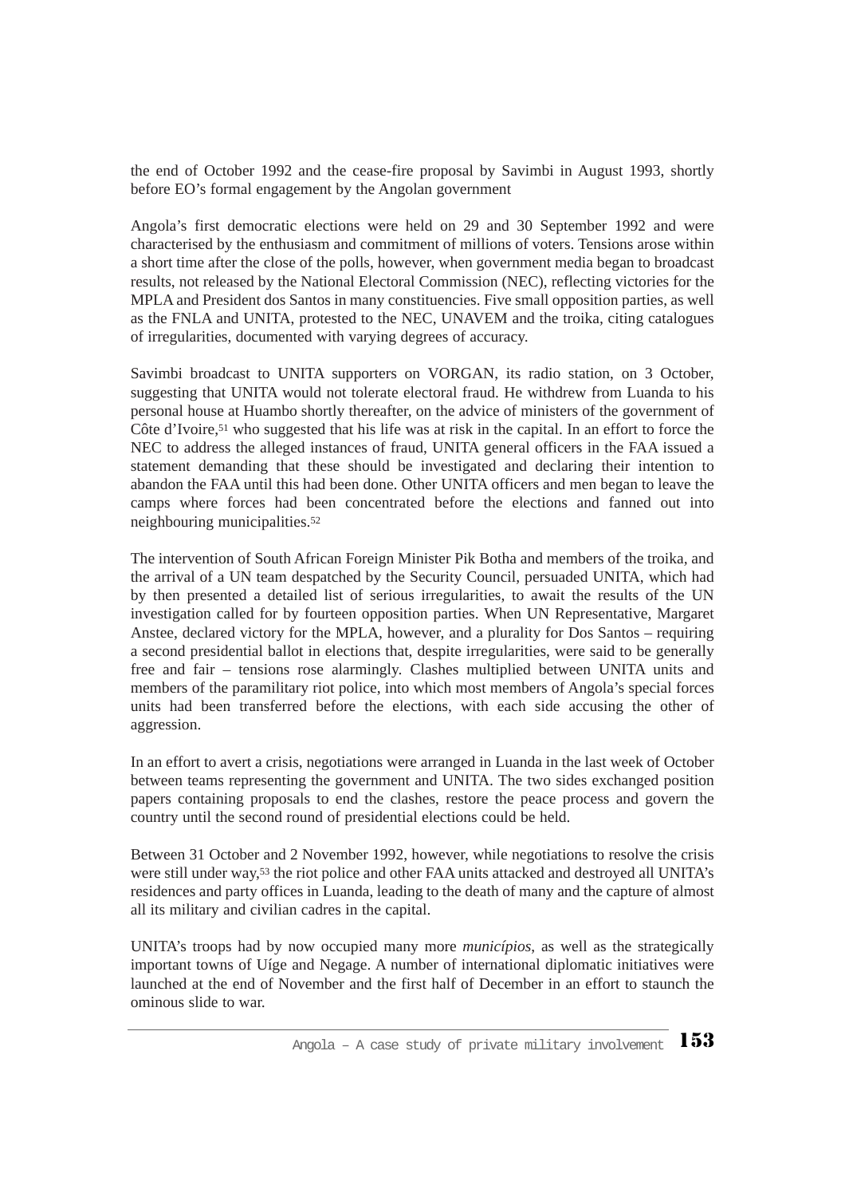the end of October 1992 and the cease-fire proposal by Savimbi in August 1993, shortly before EO's formal engagement by the Angolan government

Angola's first democratic elections were held on 29 and 30 September 1992 and were characterised by the enthusiasm and commitment of millions of voters. Tensions arose within a short time after the close of the polls, however, when government media began to broadcast results, not released by the National Electoral Commission (NEC), reflecting victories for the MPLA and President dos Santos in many constituencies. Five small opposition parties, as well as the FNLA and UNITA, protested to the NEC, UNAVEM and the troika, citing catalogues of irregularities, documented with varying degrees of accuracy.

Savimbi broadcast to UNITA supporters on VORGAN, its radio station, on 3 October, suggesting that UNITA would not tolerate electoral fraud. He withdrew from Luanda to his personal house at Huambo shortly thereafter, on the advice of ministers of the government of Côte d'Ivoire,[51] who suggested that his life was at risk in the capital. In an effort to force the NEC to address the alleged instances of fraud, UNITA general officers in the FAA issued a statement demanding that these should be investigated and declaring their intention to abandon the FAA until this had been done. Other UNITA officers and men began to leave the camps where forces had been concentrated before the elections and fanned out into neighbouring municipalities.[52]

The intervention of South African Foreign Minister Pik Botha and members of the troika, and the arrival of a UN team despatched by the Security Council, persuaded UNITA, which had by then presented a detailed list of serious irregularities, to await the results of the UN investigation called for by fourteen opposition parties. When UN Representative, Margaret Anstee, declared victory for the MPLA, however, and a plurality for Dos Santos – requiring a second presidential ballot in elections that, despite irregularities, were said to be generally free and fair – tensions rose alarmingly. Clashes multiplied between UNITA units and members of the paramilitary riot police, into which most members of Angola's special forces units had been transferred before the elections, with each side accusing the other of aggression.

In an effort to avert a crisis, negotiations were arranged in Luanda in the last week of October between teams representing the government and UNITA. The two sides exchanged position papers containing proposals to end the clashes, restore the peace process and govern the country until the second round of presidential elections could be held.

Between 31 October and 2 November 1992, however, while negotiations to resolve the crisis were still under way,[53] the riot police and other FAA units attacked and destroyed all UNITA's residences and party offices in Luanda, leading to the death of many and the capture of almost all its military and civilian cadres in the capital.

UNITA's troops had by now occupied many more *municípios*, as well as the strategically important towns of Uíge and Negage. A number of international diplomatic initiatives were launched at the end of November and the first half of December in an effort to staunch the ominous slide to war.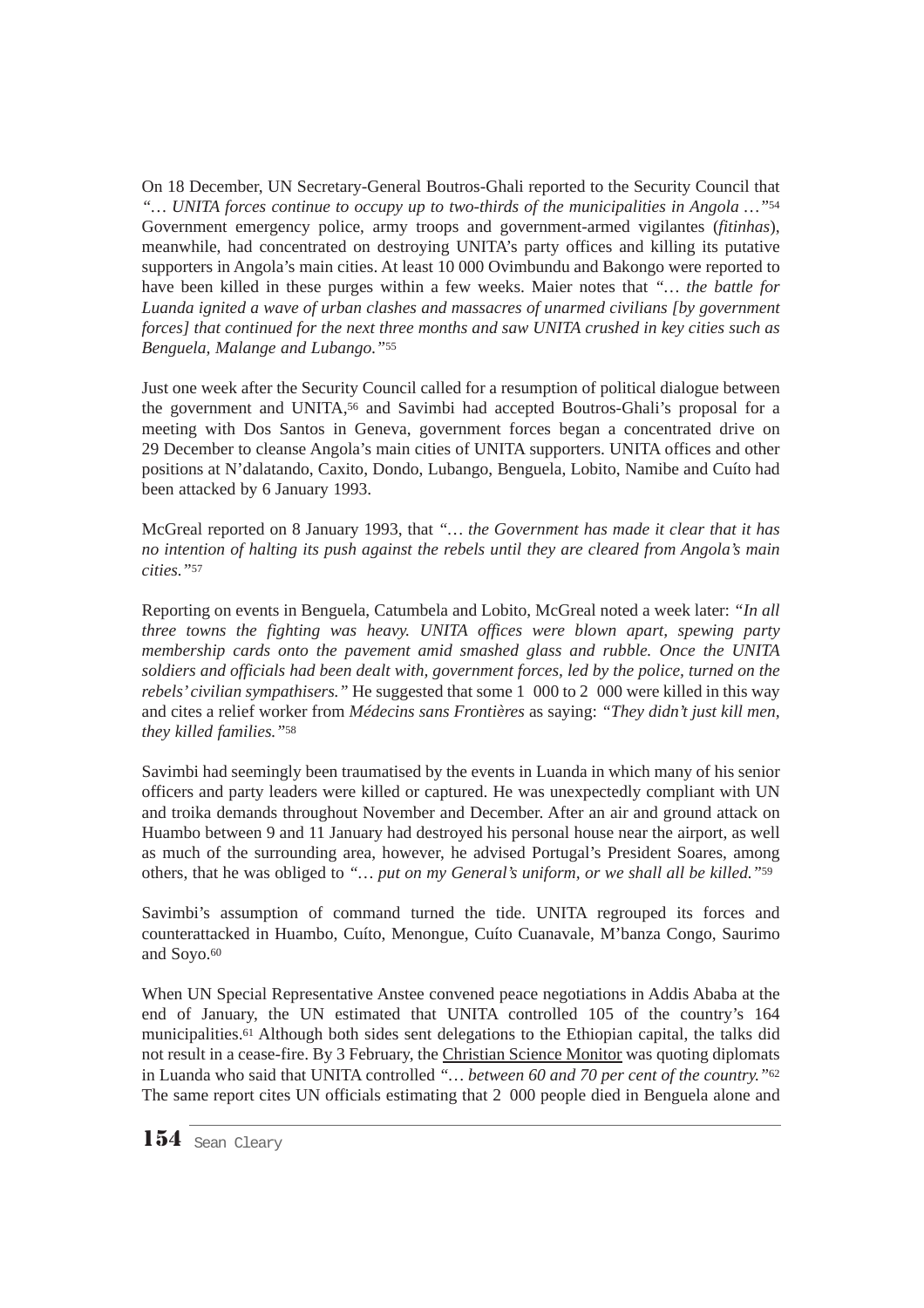On 18 December, UN Secretary-General Boutros-Ghali reported to the Security Council that *"… UNITA forces continue to occupy up to two-thirds of the municipalities in Angola …"*[54] Government emergency police, army troops and government-armed vigilantes (*fitinhas*), meanwhile, had concentrated on destroying UNITA's party offices and killing its putative supporters in Angola's main cities. At least 10 000 Ovimbundu and Bakongo were reported to have been killed in these purges within a few weeks. Maier notes that *"… the battle for Luanda ignited a wave of urban clashes and massacres of unarmed civilians [by government forces] that continued for the next three months and saw UNITA crushed in key cities such as Benguela, Malange and Lubango."*[55]

Just one week after the Security Council called for a resumption of political dialogue between the government and UNITA,[56] and Savimbi had accepted Boutros-Ghali's proposal for a meeting with Dos Santos in Geneva, government forces began a concentrated drive on 29 December to cleanse Angola's main cities of UNITA supporters. UNITA offices and other positions at N'dalatando, Caxito, Dondo, Lubango, Benguela, Lobito, Namibe and Cuíto had been attacked by 6 January 1993.

McGreal reported on 8 January 1993, that *"… the Government has made it clear that it has no intention of halting its push against the rebels until they are cleared from Angola's main cities."*[57]

Reporting on events in Benguela, Catumbela and Lobito, McGreal noted a week later: *"In all three towns the fighting was heavy. UNITA offices were blown apart, spewing party membership cards onto the pavement amid smashed glass and rubble. Once the UNITA soldiers and officials had been dealt with, government forces, led by the police, turned on the rebels' civilian sympathisers."* He suggested that some 1 000 to 2 000 were killed in this way and cites a relief worker from *Médecins sans Frontières* as saying: *"They didn't just kill men, they killed families."*[58]

Savimbi had seemingly been traumatised by the events in Luanda in which many of his senior officers and party leaders were killed or captured. He was unexpectedly compliant with UN and troika demands throughout November and December. After an air and ground attack on Huambo between 9 and 11 January had destroyed his personal house near the airport, as well as much of the surrounding area, however, he advised Portugal's President Soares, among others, that he was obliged to *"… put on my General's uniform, or we shall all be killed."*[59]

Savimbi's assumption of command turned the tide. UNITA regrouped its forces and counterattacked in Huambo, Cuíto, Menongue, Cuíto Cuanavale, M'banza Congo, Saurimo and Soyo.[60]

When UN Special Representative Anstee convened peace negotiations in Addis Ababa at the end of January, the UN estimated that UNITA controlled 105 of the country's 164 municipalities.[61] Although both sides sent delegations to the Ethiopian capital, the talks did not result in a cease-fire. By 3 February, the Christian Science Monitor was quoting diplomats in Luanda who said that UNITA controlled *"… between 60 and 70 per cent of the country."*[62] The same report cites UN officials estimating that 2 000 people died in Benguela alone and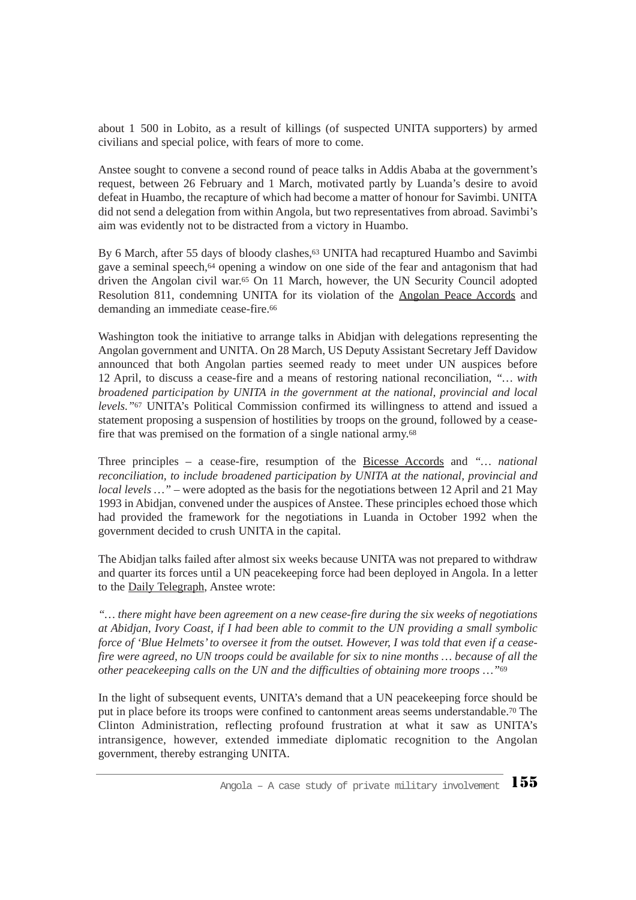about 1 500 in Lobito, as a result of killings (of suspected UNITA supporters) by armed civilians and special police, with fears of more to come.

Anstee sought to convene a second round of peace talks in Addis Ababa at the government's request, between 26 February and 1 March, motivated partly by Luanda's desire to avoid defeat in Huambo, the recapture of which had become a matter of honour for Savimbi. UNITA did not send a delegation from within Angola, but two representatives from abroad. Savimbi's aim was evidently not to be distracted from a victory in Huambo.

By 6 March, after 55 days of bloody clashes,[63] UNITA had recaptured Huambo and Savimbi gave a seminal speech,[64] opening a window on one side of the fear and antagonism that had driven the Angolan civil war.[65] On 11 March, however, the UN Security Council adopted Resolution 811, condemning UNITA for its violation of the Angolan Peace Accords and demanding an immediate cease-fire.[66]

Washington took the initiative to arrange talks in Abidjan with delegations representing the Angolan government and UNITA. On 28 March, US Deputy Assistant Secretary Jeff Davidow announced that both Angolan parties seemed ready to meet under UN auspices before 12 April, to discuss a cease-fire and a means of restoring national reconciliation, *"… with broadened participation by UNITA in the government at the national, provincial and local levels."*[67] UNITA's Political Commission confirmed its willingness to attend and issued a statement proposing a suspension of hostilities by troops on the ground, followed by a cease-fire that was premised on the formation of a single national army.[68]

Three principles – a cease-fire, resumption of the Bicesse Accords and *"… national reconciliation, to include broadened participation by UNITA at the national, provincial and local levels …"* – were adopted as the basis for the negotiations between 12 April and 21 May 1993 in Abidjan, convened under the auspices of Anstee. These principles echoed those which had provided the framework for the negotiations in Luanda in October 1992 when the government decided to crush UNITA in the capital.

The Abidjan talks failed after almost six weeks because UNITA was not prepared to withdraw and quarter its forces until a UN peacekeeping force had been deployed in Angola. In a letter to the Daily Telegraph, Anstee wrote:

*"… there might have been agreement on a new cease-fire during the six weeks of negotiations at Abidjan, Ivory Coast, if I had been able to commit to the UN providing a small symbolic force of 'Blue Helmets' to oversee it from the outset. However, I was told that even if a cease-fire were agreed, no UN troops could be available for six to nine months … because of all the other peacekeeping calls on the UN and the difficulties of obtaining more troops …"*[69]

In the light of subsequent events, UNITA's demand that a UN peacekeeping force should be put in place before its troops were confined to cantonment areas seems understandable.[70] The Clinton Administration, reflecting profound frustration at what it saw as UNITA's intransigence, however, extended immediate diplomatic recognition to the Angolan government, thereby estranging UNITA.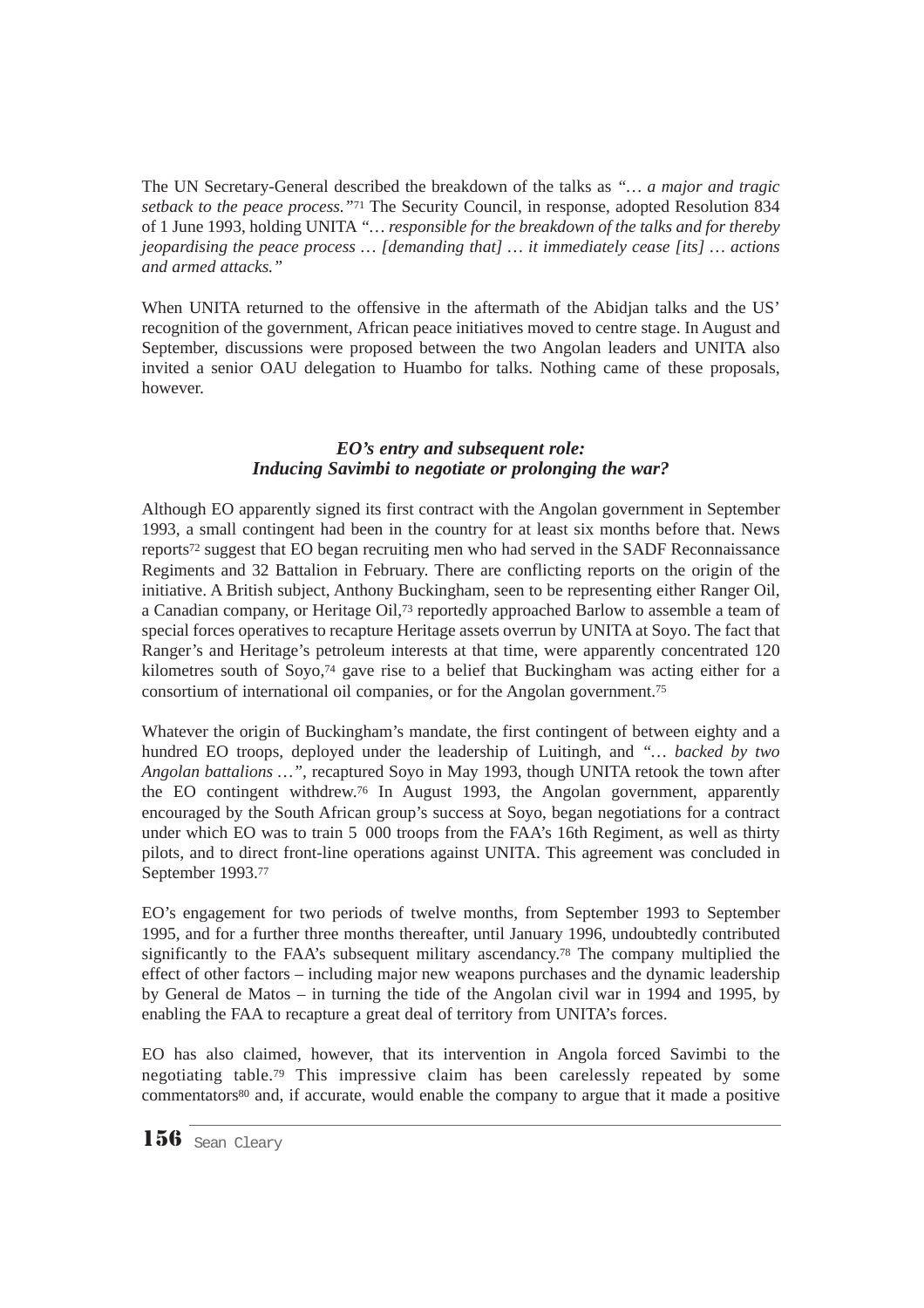The UN Secretary-General described the breakdown of the talks as *"… a major and tragic setback to the peace process."*[71] The Security Council, in response, adopted Resolution 834 of 1 June 1993, holding UNITA *"… responsible for the breakdown of the talks and for thereby jeopardising the peace process … [demanding that] … it immediately cease [its] … actions and armed attacks."*

When UNITA returned to the offensive in the aftermath of the Abidjan talks and the US' recognition of the government, African peace initiatives moved to centre stage. In August and September, discussions were proposed between the two Angolan leaders and UNITA also invited a senior OAU delegation to Huambo for talks. Nothing came of these proposals, however.

### *EO's entry and subsequent role: Inducing Savimbi to negotiate or prolonging the war?*

Although EO apparently signed its first contract with the Angolan government in September 1993, a small contingent had been in the country for at least six months before that. News reports[72] suggest that EO began recruiting men who had served in the SADF Reconnaissance Regiments and 32 Battalion in February. There are conflicting reports on the origin of the initiative. A British subject, Anthony Buckingham, seen to be representing either Ranger Oil, a Canadian company, or Heritage Oil,[73] reportedly approached Barlow to assemble a team of special forces operatives to recapture Heritage assets overrun by UNITA at Soyo. The fact that Ranger's and Heritage's petroleum interests at that time, were apparently concentrated 120 kilometres south of Soyo,[74] gave rise to a belief that Buckingham was acting either for a consortium of international oil companies, or for the Angolan government.[75]

Whatever the origin of Buckingham's mandate, the first contingent of between eighty and a hundred EO troops, deployed under the leadership of Luitingh, and *"… backed by two Angolan battalions …"*, recaptured Soyo in May 1993, though UNITA retook the town after the EO contingent withdrew.[76] In August 1993, the Angolan government, apparently encouraged by the South African group's success at Soyo, began negotiations for a contract under which EO was to train 5 000 troops from the FAA's 16th Regiment, as well as thirty pilots, and to direct front-line operations against UNITA. This agreement was concluded in September 1993.[77]

EO's engagement for two periods of twelve months, from September 1993 to September 1995, and for a further three months thereafter, until January 1996, undoubtedly contributed significantly to the FAA's subsequent military ascendancy.[78] The company multiplied the effect of other factors – including major new weapons purchases and the dynamic leadership by General de Matos – in turning the tide of the Angolan civil war in 1994 and 1995, by enabling the FAA to recapture a great deal of territory from UNITA's forces.

EO has also claimed, however, that its intervention in Angola forced Savimbi to the negotiating table.[79] This impressive claim has been carelessly repeated by some commentators[80] and, if accurate, would enable the company to argue that it made a positive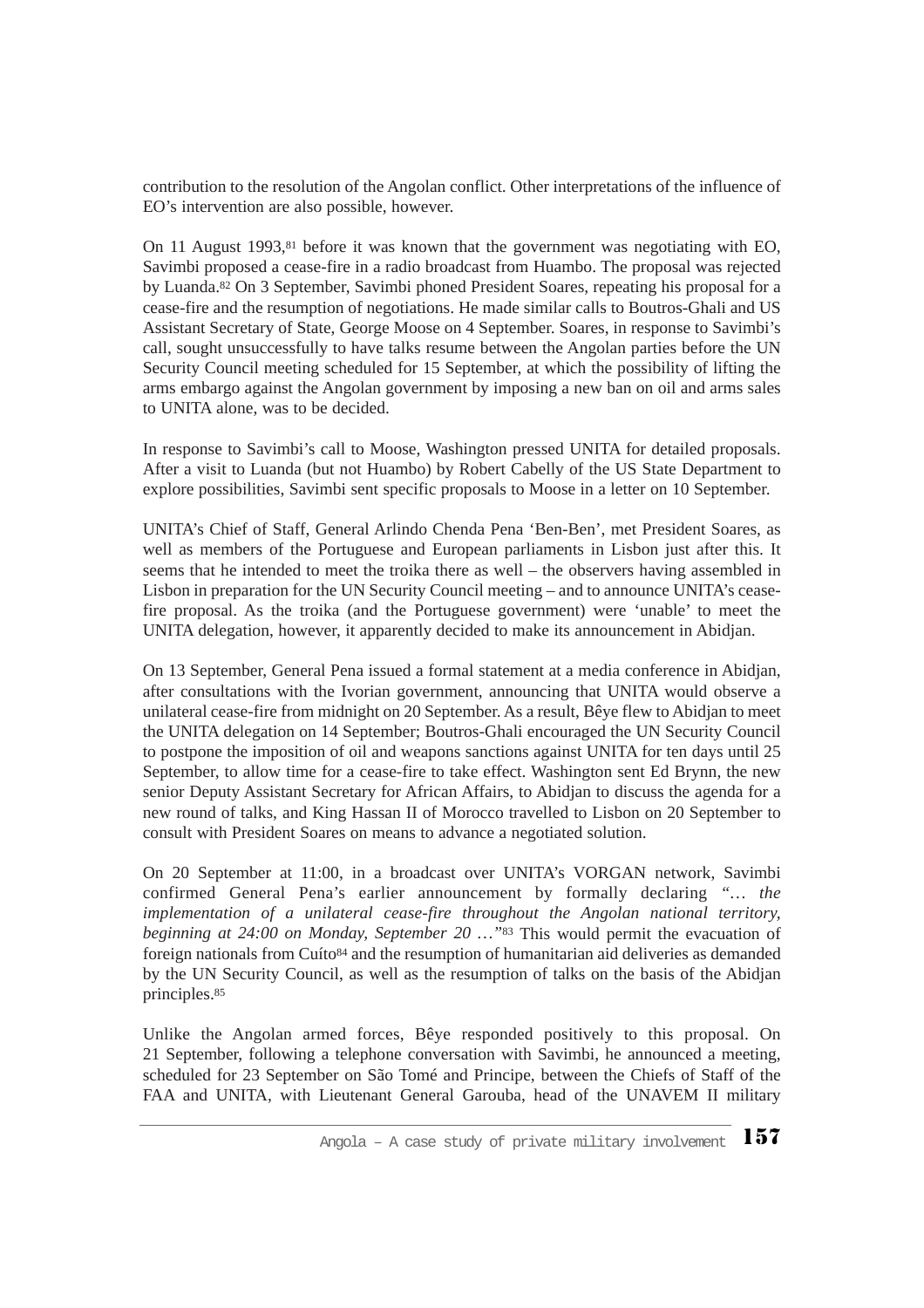contribution to the resolution of the Angolan conflict. Other interpretations of the influence of EO's intervention are also possible, however.

On 11 August 1993,[81] before it was known that the government was negotiating with EO, Savimbi proposed a cease-fire in a radio broadcast from Huambo. The proposal was rejected by Luanda.[82] On 3 September, Savimbi phoned President Soares, repeating his proposal for a cease-fire and the resumption of negotiations. He made similar calls to Boutros-Ghali and US Assistant Secretary of State, George Moose on 4 September. Soares, in response to Savimbi's call, sought unsuccessfully to have talks resume between the Angolan parties before the UN Security Council meeting scheduled for 15 September, at which the possibility of lifting the arms embargo against the Angolan government by imposing a new ban on oil and arms sales to UNITA alone, was to be decided.

In response to Savimbi's call to Moose, Washington pressed UNITA for detailed proposals. After a visit to Luanda (but not Huambo) by Robert Cabelly of the US State Department to explore possibilities, Savimbi sent specific proposals to Moose in a letter on 10 September.

UNITA's Chief of Staff, General Arlindo Chenda Pena 'Ben-Ben', met President Soares, as well as members of the Portuguese and European parliaments in Lisbon just after this. It seems that he intended to meet the troika there as well – the observers having assembled in Lisbon in preparation for the UN Security Council meeting – and to announce UNITA's cease-fire proposal. As the troika (and the Portuguese government) were 'unable' to meet the UNITA delegation, however, it apparently decided to make its announcement in Abidjan.

On 13 September, General Pena issued a formal statement at a media conference in Abidjan, after consultations with the Ivorian government, announcing that UNITA would observe a unilateral cease-fire from midnight on 20 September. As a result, Bêye flew to Abidjan to meet the UNITA delegation on 14 September; Boutros-Ghali encouraged the UN Security Council to postpone the imposition of oil and weapons sanctions against UNITA for ten days until 25 September, to allow time for a cease-fire to take effect. Washington sent Ed Brynn, the new senior Deputy Assistant Secretary for African Affairs, to Abidjan to discuss the agenda for a new round of talks, and King Hassan II of Morocco travelled to Lisbon on 20 September to consult with President Soares on means to advance a negotiated solution.

On 20 September at 11:00, in a broadcast over UNITA's VORGAN network, Savimbi confirmed General Pena's earlier announcement by formally declaring "… *the implementation of a unilateral cease-fire throughout the Angolan national territory, beginning at 24:00 on Monday, September 20 …*"[83] This would permit the evacuation of foreign nationals from Cuíto[84] and the resumption of humanitarian aid deliveries as demanded by the UN Security Council, as well as the resumption of talks on the basis of the Abidjan principles.[85]

Unlike the Angolan armed forces, Bêye responded positively to this proposal. On 21 September, following a telephone conversation with Savimbi, he announced a meeting, scheduled for 23 September on São Tomé and Principe, between the Chiefs of Staff of the FAA and UNITA, with Lieutenant General Garouba, head of the UNAVEM II military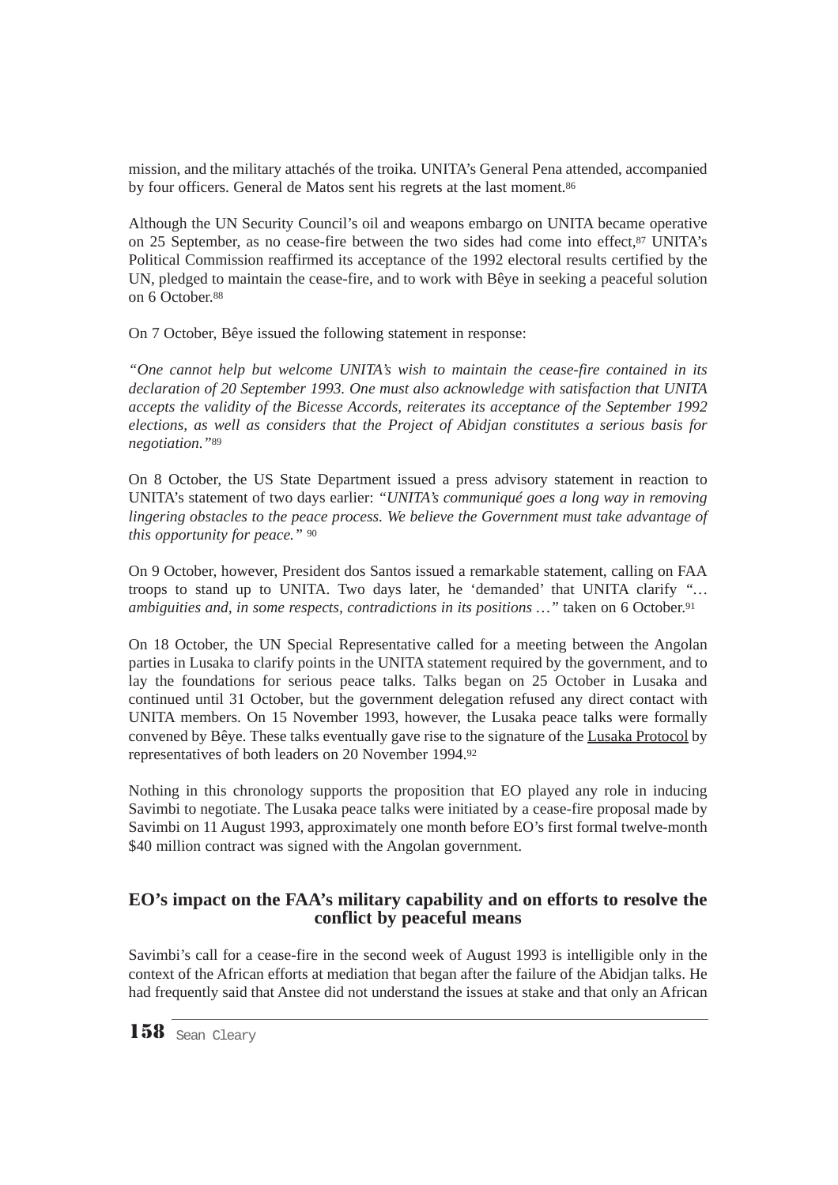mission, and the military attachés of the troika. UNITA's General Pena attended, accompanied by four officers. General de Matos sent his regrets at the last moment.[86]

Although the UN Security Council's oil and weapons embargo on UNITA became operative on 25 September, as no cease-fire between the two sides had come into effect,[87] UNITA's Political Commission reaffirmed its acceptance of the 1992 electoral results certified by the UN, pledged to maintain the cease-fire, and to work with Bêye in seeking a peaceful solution on 6 October.[88]

On 7 October, Bêye issued the following statement in response:

*"One cannot help but welcome UNITA's wish to maintain the cease-fire contained in its declaration of 20 September 1993. One must also acknowledge with satisfaction that UNITA accepts the validity of the Bicesse Accords, reiterates its acceptance of the September 1992 elections, as well as considers that the Project of Abidjan constitutes a serious basis for negotiation."*[89]

On 8 October, the US State Department issued a press advisory statement in reaction to UNITA's statement of two days earlier: *"UNITA's communiqué goes a long way in removing lingering obstacles to the peace process. We believe the Government must take advantage of this opportunity for peace."* [90]

On 9 October, however, President dos Santos issued a remarkable statement, calling on FAA troops to stand up to UNITA. Two days later, he 'demanded' that UNITA clarify *"… ambiguities and, in some respects, contradictions in its positions …"* taken on 6 October.[91]

On 18 October, the UN Special Representative called for a meeting between the Angolan parties in Lusaka to clarify points in the UNITA statement required by the government, and to lay the foundations for serious peace talks. Talks began on 25 October in Lusaka and continued until 31 October, but the government delegation refused any direct contact with UNITA members. On 15 November 1993, however, the Lusaka peace talks were formally convened by Bêye. These talks eventually gave rise to the signature of the Lusaka Protocol by representatives of both leaders on 20 November 1994.[92]

Nothing in this chronology supports the proposition that EO played any role in inducing Savimbi to negotiate. The Lusaka peace talks were initiated by a cease-fire proposal made by Savimbi on 11 August 1993, approximately one month before EO's first formal twelve-month $40 million contract was signed with the Angolan government.

## EO's impact on the FAA's military capability and on efforts to resolve the conflict by peaceful means

Savimbi's call for a cease-fire in the second week of August 1993 is intelligible only in the context of the African efforts at mediation that began after the failure of the Abidjan talks. He had frequently said that Anstee did not understand the issues at stake and that only an African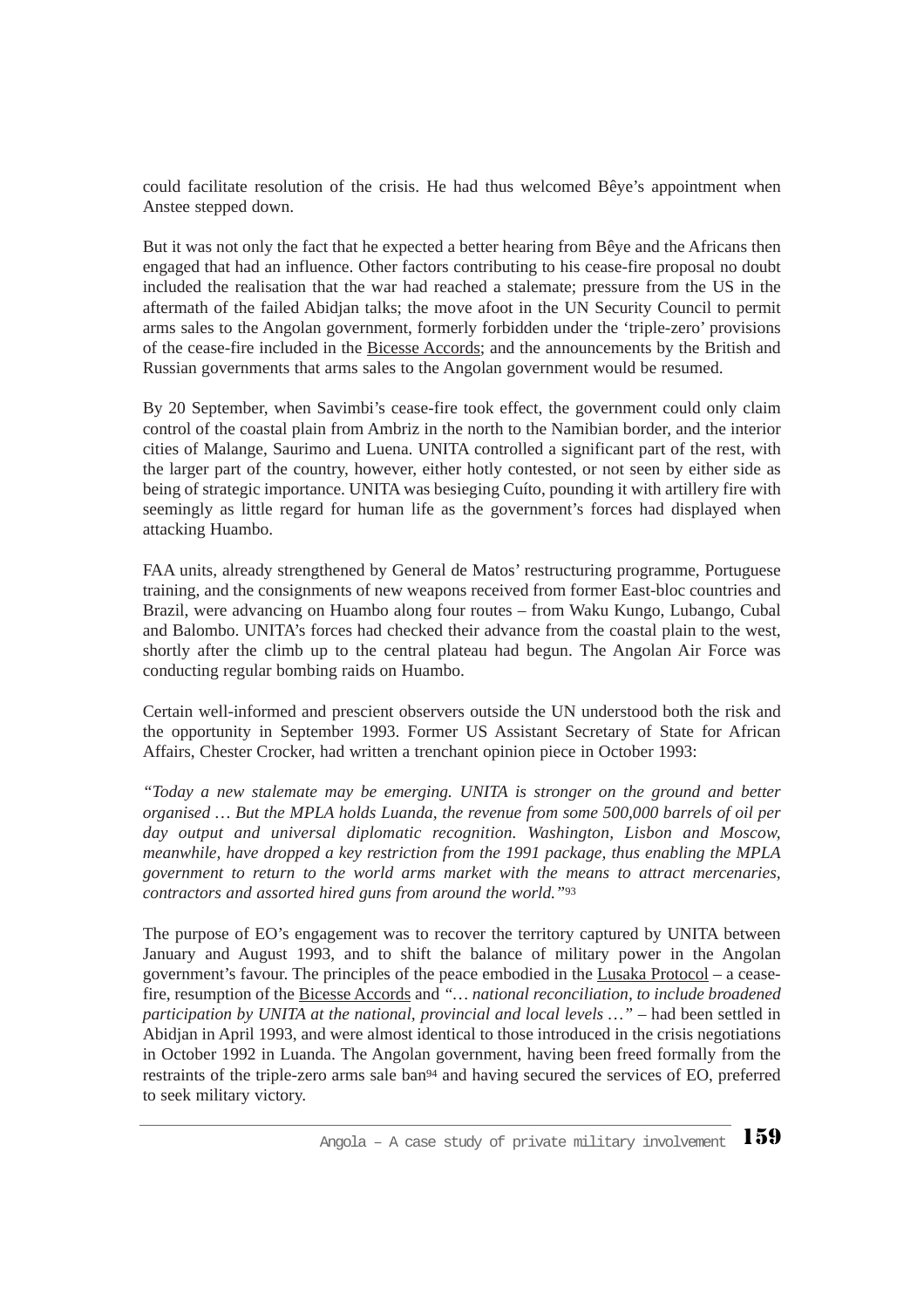could facilitate resolution of the crisis. He had thus welcomed Bêye's appointment when Anstee stepped down.

But it was not only the fact that he expected a better hearing from Bêye and the Africans then engaged that had an influence. Other factors contributing to his cease-fire proposal no doubt included the realisation that the war had reached a stalemate; pressure from the US in the aftermath of the failed Abidjan talks; the move afoot in the UN Security Council to permit arms sales to the Angolan government, formerly forbidden under the 'triple-zero' provisions of the cease-fire included in the Bicesse Accords; and the announcements by the British and Russian governments that arms sales to the Angolan government would be resumed.

By 20 September, when Savimbi's cease-fire took effect, the government could only claim control of the coastal plain from Ambriz in the north to the Namibian border, and the interior cities of Malange, Saurimo and Luena. UNITA controlled a significant part of the rest, with the larger part of the country, however, either hotly contested, or not seen by either side as being of strategic importance. UNITA was besieging Cuíto, pounding it with artillery fire with seemingly as little regard for human life as the government's forces had displayed when attacking Huambo.

FAA units, already strengthened by General de Matos' restructuring programme, Portuguese training, and the consignments of new weapons received from former East-bloc countries and Brazil, were advancing on Huambo along four routes – from Waku Kungo, Lubango, Cubal and Balombo. UNITA's forces had checked their advance from the coastal plain to the west, shortly after the climb up to the central plateau had begun. The Angolan Air Force was conducting regular bombing raids on Huambo.

Certain well-informed and prescient observers outside the UN understood both the risk and the opportunity in September 1993. Former US Assistant Secretary of State for African Affairs, Chester Crocker, had written a trenchant opinion piece in October 1993:

*"Today a new stalemate may be emerging. UNITA is stronger on the ground and better organised … But the MPLA holds Luanda, the revenue from some 500,000 barrels of oil per day output and universal diplomatic recognition. Washington, Lisbon and Moscow, meanwhile, have dropped a key restriction from the 1991 package, thus enabling the MPLA government to return to the world arms market with the means to attract mercenaries, contractors and assorted hired guns from around the world."*[93]

The purpose of EO's engagement was to recover the territory captured by UNITA between January and August 1993, and to shift the balance of military power in the Angolan government's favour. The principles of the peace embodied in the Lusaka Protocol – a cease-fire, resumption of the Bicesse Accords and *"… national reconciliation, to include broadened participation by UNITA at the national, provincial and local levels …"* – had been settled in Abidjan in April 1993, and were almost identical to those introduced in the crisis negotiations in October 1992 in Luanda. The Angolan government, having been freed formally from the restraints of the triple-zero arms sale ban[94] and having secured the services of EO, preferred to seek military victory.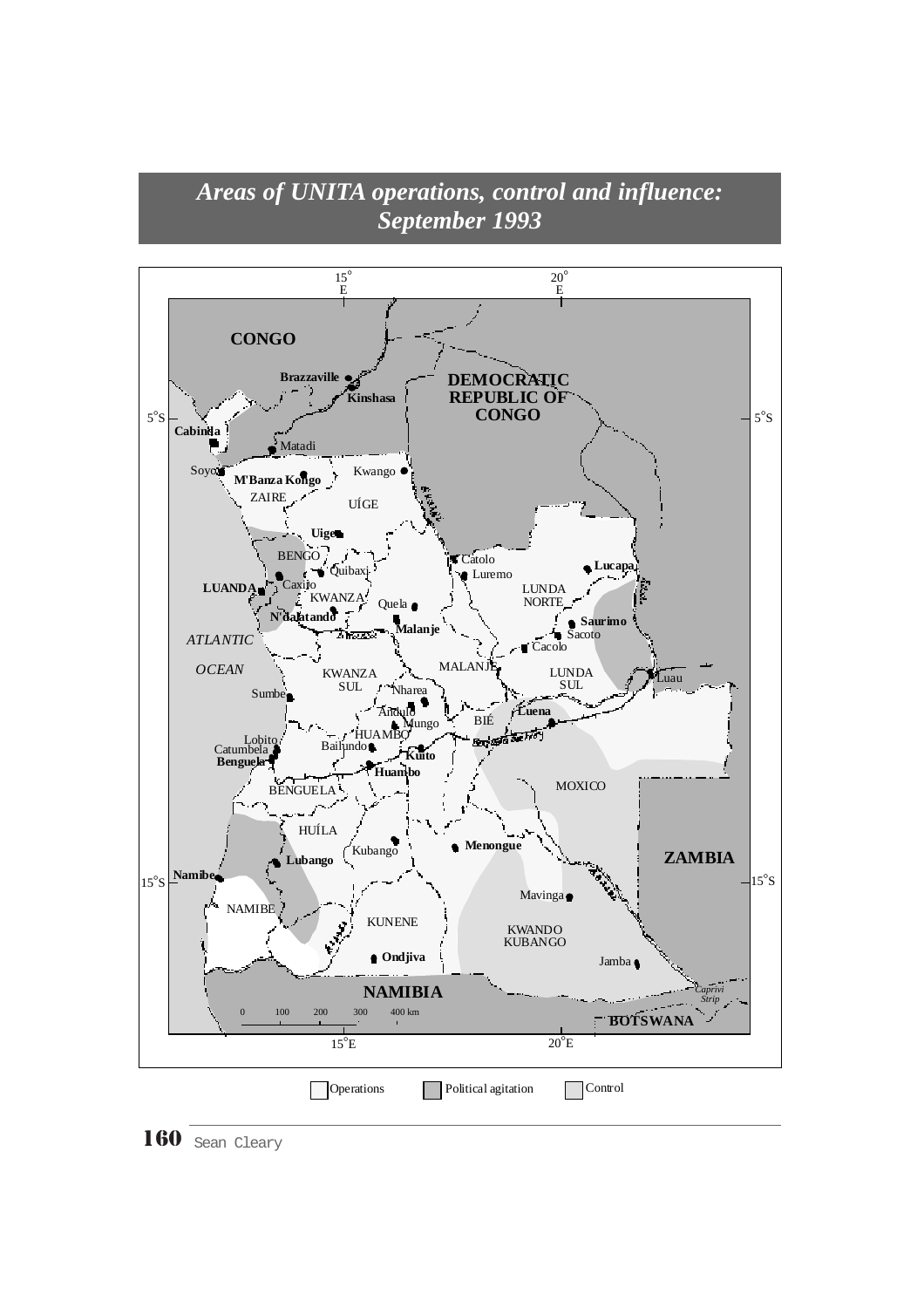# *Areas of UNITA operations, control and influence: September 1993*

Operations | Political agitation | Control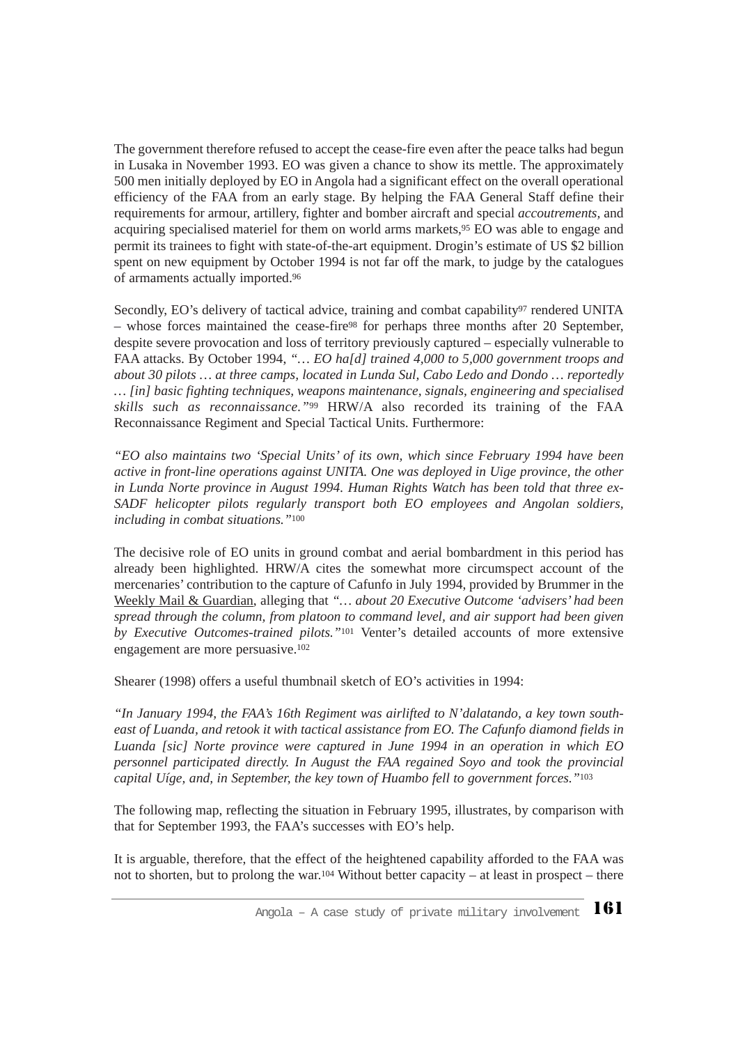The government therefore refused to accept the cease-fire even after the peace talks had begun in Lusaka in November 1993. EO was given a chance to show its mettle. The approximately 500 men initially deployed by EO in Angola had a significant effect on the overall operational efficiency of the FAA from an early stage. By helping the FAA General Staff define their requirements for armour, artillery, fighter and bomber aircraft and special *accoutrements*, and acquiring specialised materiel for them on world arms markets,[95] EO was able to engage and permit its trainees to fight with state-of-the-art equipment. Drogin's estimate of US $2 billion spent on new equipment by October 1994 is not far off the mark, to judge by the catalogues of armaments actually imported.[96]

Secondly, EO's delivery of tactical advice, training and combat capability[97] rendered UNITA – whose forces maintained the cease-fire[98] for perhaps three months after 20 September, despite severe provocation and loss of territory previously captured – especially vulnerable to FAA attacks. By October 1994, *"… EO ha[d] trained 4,000 to 5,000 government troops and about 30 pilots … at three camps, located in Lunda Sul, Cabo Ledo and Dondo … reportedly … [in] basic fighting techniques, weapons maintenance, signals, engineering and specialised skills such as reconnaissance."*[99] HRW/A also recorded its training of the FAA Reconnaissance Regiment and Special Tactical Units. Furthermore:

*"EO also maintains two 'Special Units' of its own, which since February 1994 have been active in front-line operations against UNITA. One was deployed in Uige province, the other in Lunda Norte province in August 1994. Human Rights Watch has been told that three ex-SADF helicopter pilots regularly transport both EO employees and Angolan soldiers, including in combat situations."*[100]

The decisive role of EO units in ground combat and aerial bombardment in this period has already been highlighted. HRW/A cites the somewhat more circumspect account of the mercenaries' contribution to the capture of Cafunfo in July 1994, provided by Brummer in the Weekly Mail & Guardian, alleging that *"… about 20 Executive Outcome 'advisers' had been spread through the column, from platoon to command level, and air support had been given by Executive Outcomes-trained pilots."*[101] Venter's detailed accounts of more extensive engagement are more persuasive.[102]

Shearer (1998) offers a useful thumbnail sketch of EO's activities in 1994:

*"In January 1994, the FAA's 16th Regiment was airlifted to N'dalatando, a key town south-east of Luanda, and retook it with tactical assistance from EO. The Cafunfo diamond fields in Luanda [sic] Norte province were captured in June 1994 in an operation in which EO personnel participated directly. In August the FAA regained Soyo and took the provincial capital Uíge, and, in September, the key town of Huambo fell to government forces."*[103]

The following map, reflecting the situation in February 1995, illustrates, by comparison with that for September 1993, the FAA's successes with EO's help.

It is arguable, therefore, that the effect of the heightened capability afforded to the FAA was not to shorten, but to prolong the war.[104] Without better capacity – at least in prospect – there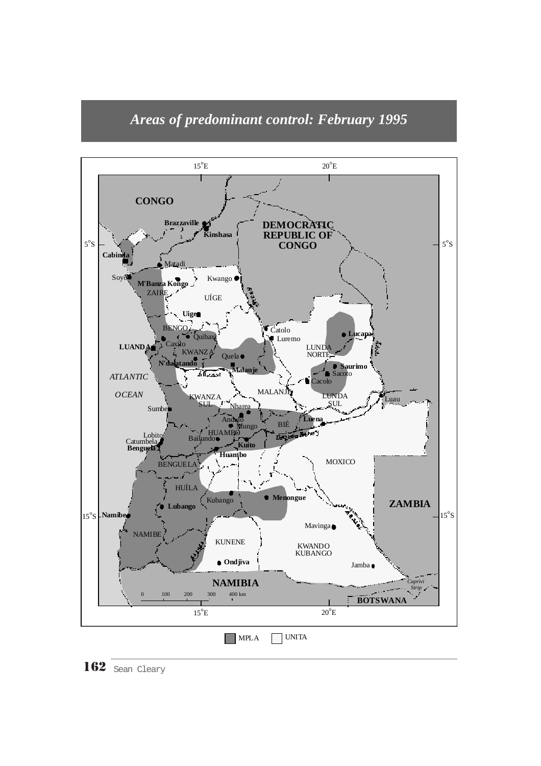## *Areas of predominant control: February 1995*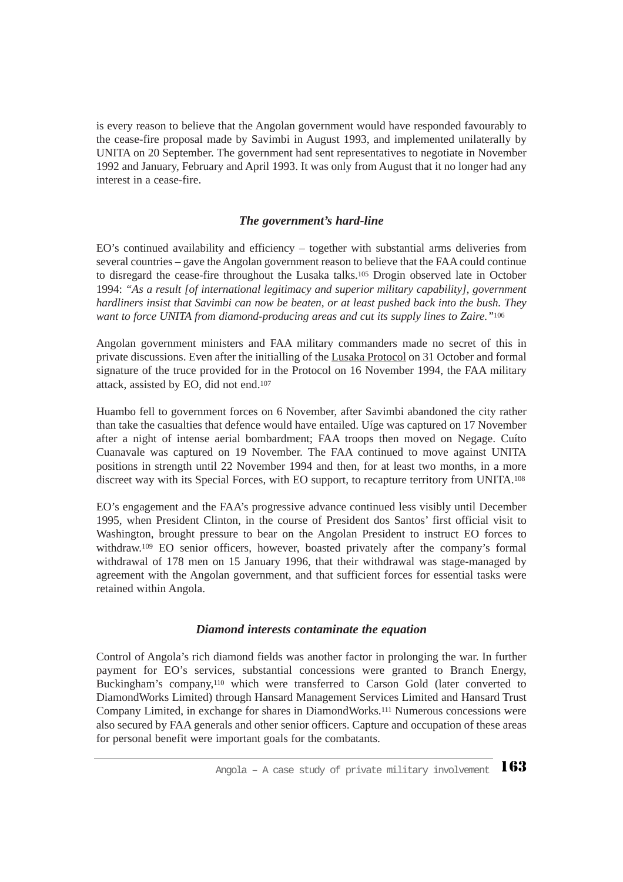is every reason to believe that the Angolan government would have responded favourably to the cease-fire proposal made by Savimbi in August 1993, and implemented unilaterally by UNITA on 20 September. The government had sent representatives to negotiate in November 1992 and January, February and April 1993. It was only from August that it no longer had any interest in a cease-fire.

### *The government's hard-line*

EO's continued availability and efficiency – together with substantial arms deliveries from several countries – gave the Angolan government reason to believe that the FAA could continue to disregard the cease-fire throughout the Lusaka talks.[105] Drogin observed late in October 1994: *"As a result [of international legitimacy and superior military capability], government hardliners insist that Savimbi can now be beaten, or at least pushed back into the bush. They want to force UNITA from diamond-producing areas and cut its supply lines to Zaire."*[106]

Angolan government ministers and FAA military commanders made no secret of this in private discussions. Even after the initialling of the Lusaka Protocol on 31 October and formal signature of the truce provided for in the Protocol on 16 November 1994, the FAA military attack, assisted by EO, did not end.[107]

Huambo fell to government forces on 6 November, after Savimbi abandoned the city rather than take the casualties that defence would have entailed. Uíge was captured on 17 November after a night of intense aerial bombardment; FAA troops then moved on Negage. Cuíto Cuanavale was captured on 19 November. The FAA continued to move against UNITA positions in strength until 22 November 1994 and then, for at least two months, in a more discreet way with its Special Forces, with EO support, to recapture territory from UNITA.[108]

EO's engagement and the FAA's progressive advance continued less visibly until December 1995, when President Clinton, in the course of President dos Santos' first official visit to Washington, brought pressure to bear on the Angolan President to instruct EO forces to withdraw.[109] EO senior officers, however, boasted privately after the company's formal withdrawal of 178 men on 15 January 1996, that their withdrawal was stage-managed by agreement with the Angolan government, and that sufficient forces for essential tasks were retained within Angola.

### *Diamond interests contaminate the equation*

Control of Angola's rich diamond fields was another factor in prolonging the war. In further payment for EO's services, substantial concessions were granted to Branch Energy, Buckingham's company,[110] which were transferred to Carson Gold (later converted to DiamondWorks Limited) through Hansard Management Services Limited and Hansard Trust Company Limited, in exchange for shares in DiamondWorks.[111] Numerous concessions were also secured by FAA generals and other senior officers. Capture and occupation of these areas for personal benefit were important goals for the combatants.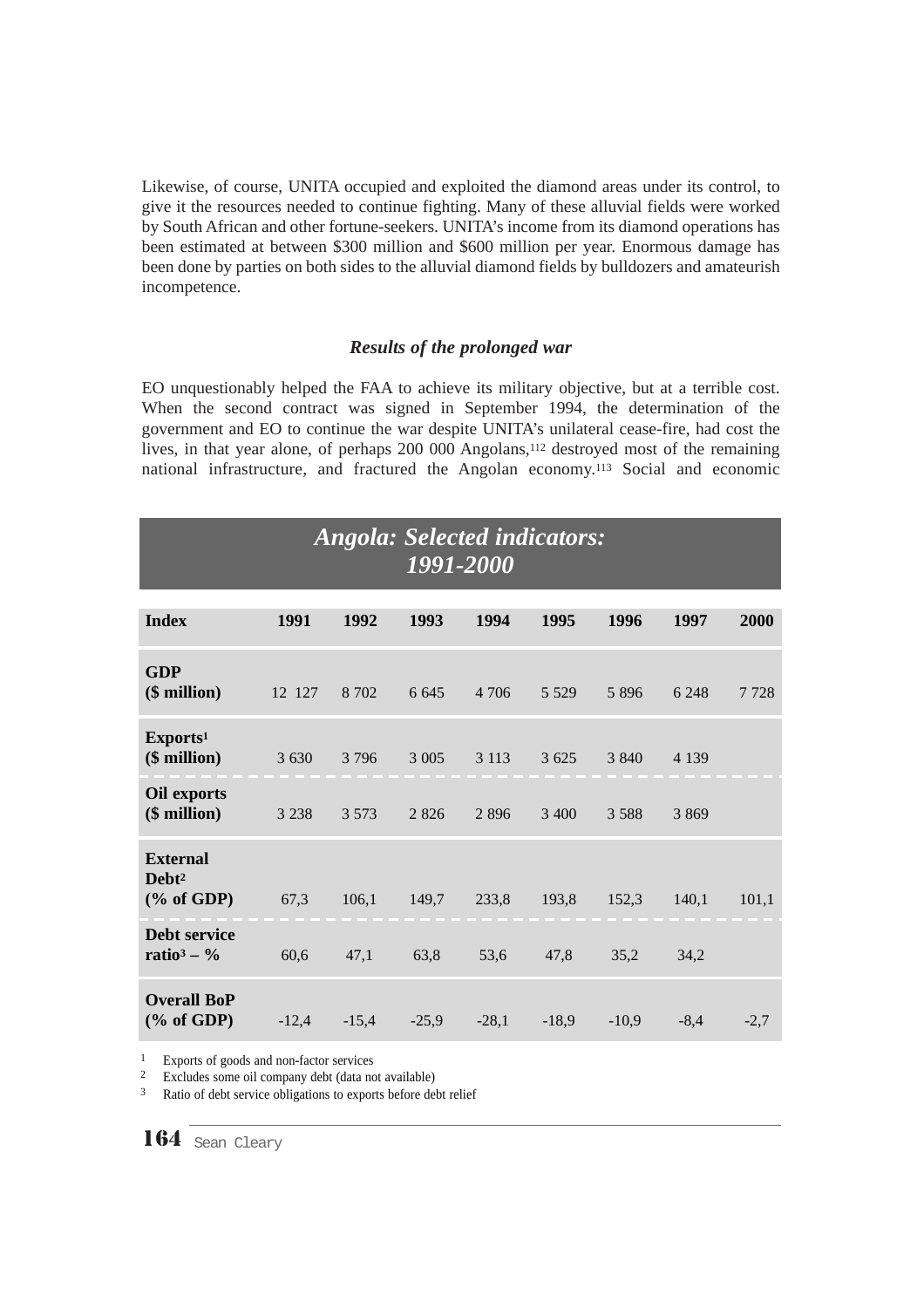Likewise, of course, UNITA occupied and exploited the diamond areas under its control, to give it the resources needed to continue fighting. Many of these alluvial fields were worked by South African and other fortune-seekers. UNITA's income from its diamond operations has been estimated at between \$300 million and \$600 million per year. Enormous damage has been done by parties on both sides to the alluvial diamond fields by bulldozers and amateurish incompetence.

### *Results of the prolonged war*

EO unquestionably helped the FAA to achieve its military objective, but at a terrible cost. When the second contract was signed in September 1994, the determination of the government and EO to continue the war despite UNITA's unilateral cease-fire, had cost the lives, in that year alone, of perhaps 200 000 Angolans,[112] destroyed most of the remaining national infrastructure, and fractured the Angolan economy.[113] Social and economic

***Angola: Selected indicators: 1991-2000***

| Index | 1991 | 1992 | 1993 | 1994 | 1995 | 1996 | 1997 | 2000 |
|---|---|---|---|---|---|---|---|---|
| GDP ($ million) | 12 127 | 8 702 | 6 645 | 4 706 | 5 529 | 5 896 | 6 248 | 7 728 |
| Exports[1] ($ million) | 3 630 | 3 796 | 3 005 | 3 113 | 3 625 | 3 840 | 4 139 | |
| Oil exports ($ million) | 3 238 | 3 573 | 2 826 | 2 896 | 3 400 | 3 588 | 3 869 | |
| External Debt[2] (% of GDP) | 67,3 | 106,1 | 149,7 | 233,8 | 193,8 | 152,3 | 140,1 | 101,1 |
| Debt service ratio[3] – % | 60,6 | 47,1 | 63,8 | 53,6 | 47,8 | 35,2 | 34,2 | |
| Overall BoP (% of GDP) | -12,4 | -15,4 | -25,9 | -28,1 | -18,9 | -10,9 | -8,4 | -2,7 |

1 Exports of goods and non-factor services
2 Excludes some oil company debt (data not available)
3 Ratio of debt service obligations to exports before debt relief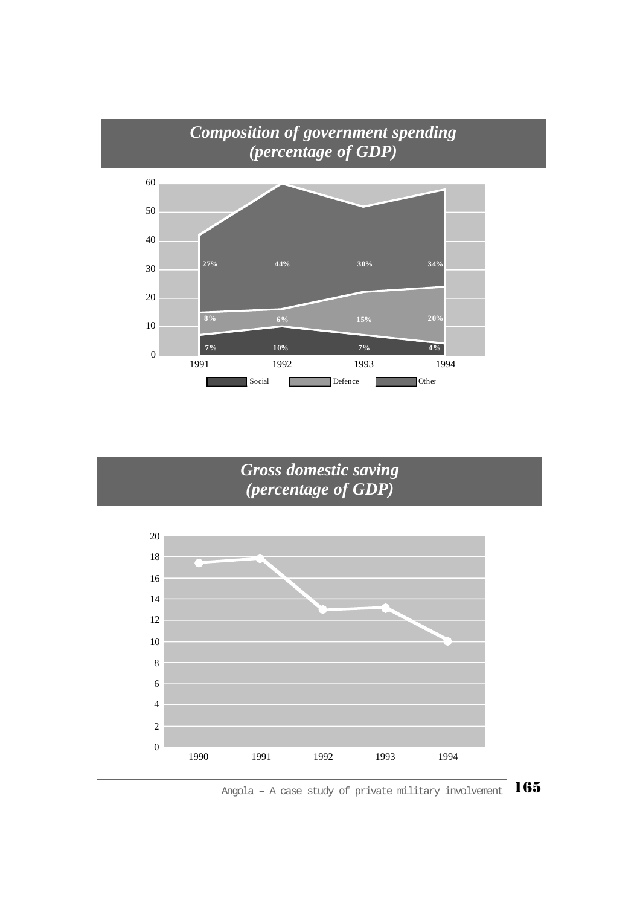## *Composition of government spending (percentage of GDP)*

| | 1991 | 1992 | 1993 | 1994 |
|---|---|---|---|---|
| Social | 7% | 10% | 7% | 4% |
| Defence | 8% | 6% | 15% | 20% |
| Other | 27% | 44% | 30% | 34% |

## *Gross domestic saving (percentage of GDP)*

| 1990 | 1991 | 1992 | 1993 | 1994 |
|---|---|---|---|---|
| 17.5 | 17.8 | 13 | 13.2 | 10 |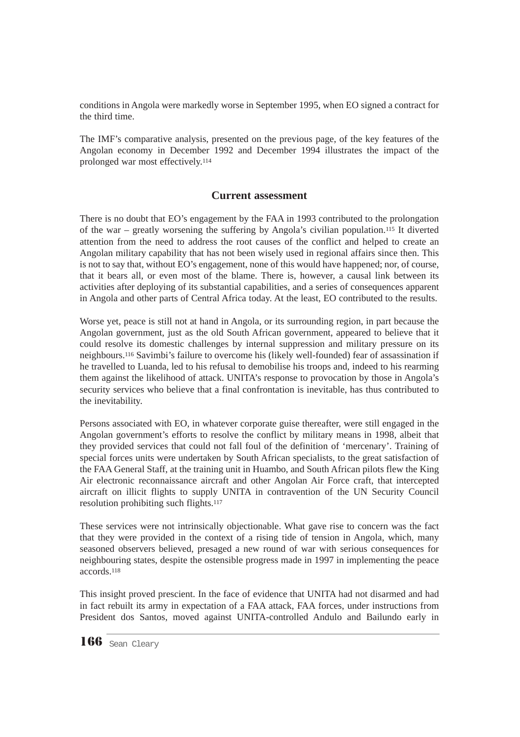conditions in Angola were markedly worse in September 1995, when EO signed a contract for the third time.

The IMF's comparative analysis, presented on the previous page, of the key features of the Angolan economy in December 1992 and December 1994 illustrates the impact of the prolonged war most effectively.[114]

## Current assessment

There is no doubt that EO's engagement by the FAA in 1993 contributed to the prolongation of the war – greatly worsening the suffering by Angola's civilian population.[115] It diverted attention from the need to address the root causes of the conflict and helped to create an Angolan military capability that has not been wisely used in regional affairs since then. This is not to say that, without EO's engagement, none of this would have happened; nor, of course, that it bears all, or even most of the blame. There is, however, a causal link between its activities after deploying of its substantial capabilities, and a series of consequences apparent in Angola and other parts of Central Africa today. At the least, EO contributed to the results.

Worse yet, peace is still not at hand in Angola, or its surrounding region, in part because the Angolan government, just as the old South African government, appeared to believe that it could resolve its domestic challenges by internal suppression and military pressure on its neighbours.[116] Savimbi's failure to overcome his (likely well-founded) fear of assassination if he travelled to Luanda, led to his refusal to demobilise his troops and, indeed to his rearming them against the likelihood of attack. UNITA's response to provocation by those in Angola's security services who believe that a final confrontation is inevitable, has thus contributed to the inevitability.

Persons associated with EO, in whatever corporate guise thereafter, were still engaged in the Angolan government's efforts to resolve the conflict by military means in 1998, albeit that they provided services that could not fall foul of the definition of 'mercenary'. Training of special forces units were undertaken by South African specialists, to the great satisfaction of the FAA General Staff, at the training unit in Huambo, and South African pilots flew the King Air electronic reconnaissance aircraft and other Angolan Air Force craft, that intercepted aircraft on illicit flights to supply UNITA in contravention of the UN Security Council resolution prohibiting such flights.[117]

These services were not intrinsically objectionable. What gave rise to concern was the fact that they were provided in the context of a rising tide of tension in Angola, which, many seasoned observers believed, presaged a new round of war with serious consequences for neighbouring states, despite the ostensible progress made in 1997 in implementing the peace accords.[118]

This insight proved prescient. In the face of evidence that UNITA had not disarmed and had in fact rebuilt its army in expectation of a FAA attack, FAA forces, under instructions from President dos Santos, moved against UNITA-controlled Andulo and Bailundo early in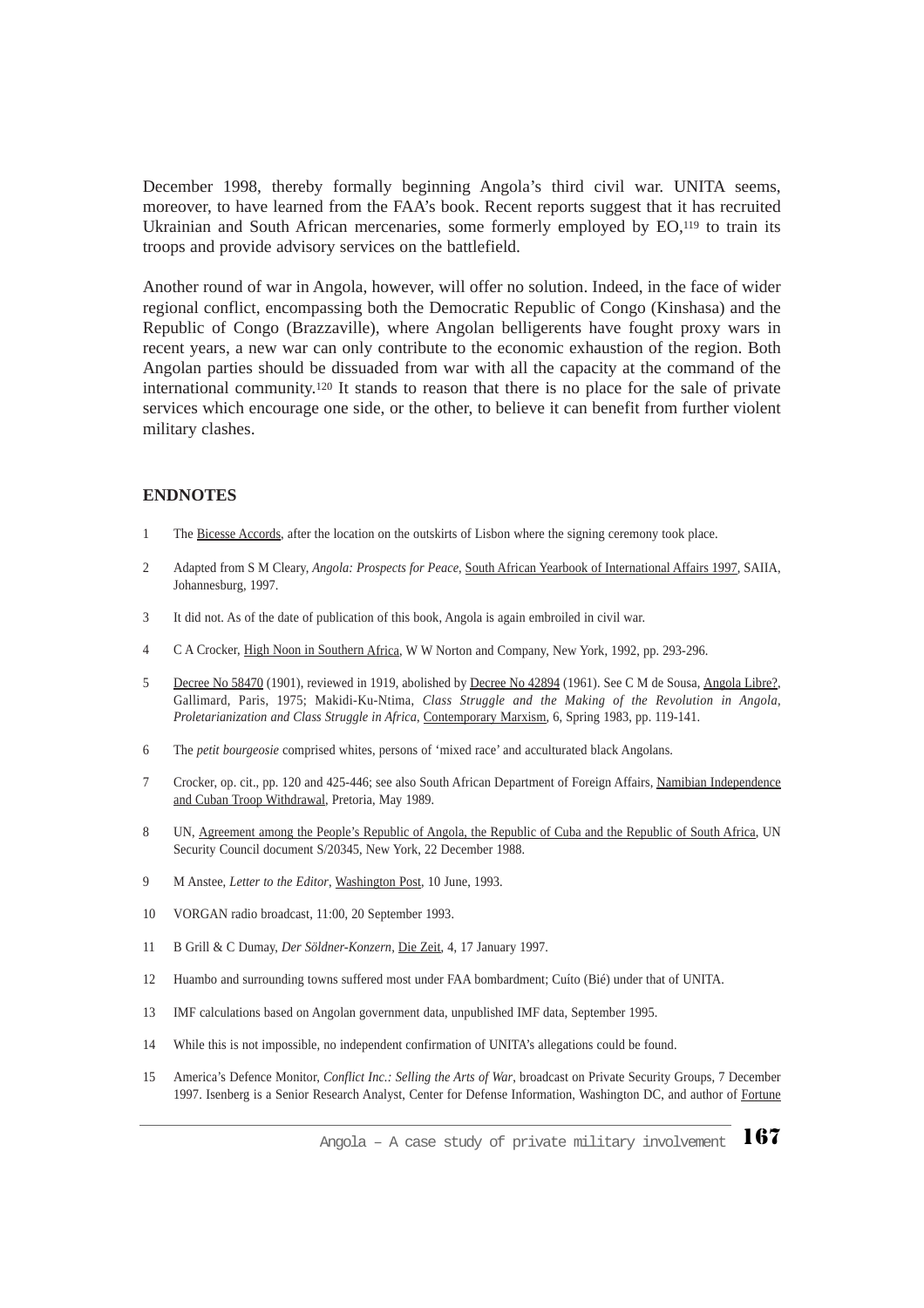December 1998, thereby formally beginning Angola's third civil war. UNITA seems, moreover, to have learned from the FAA's book. Recent reports suggest that it has recruited Ukrainian and South African mercenaries, some formerly employed by EO,[119] to train its troops and provide advisory services on the battlefield.

Another round of war in Angola, however, will offer no solution. Indeed, in the face of wider regional conflict, encompassing both the Democratic Republic of Congo (Kinshasa) and the Republic of Congo (Brazzaville), where Angolan belligerents have fought proxy wars in recent years, a new war can only contribute to the economic exhaustion of the region. Both Angolan parties should be dissuaded from war with all the capacity at the command of the international community.[120] It stands to reason that there is no place for the sale of private services which encourage one side, or the other, to believe it can benefit from further violent military clashes.

## ENDNOTES

1 The Bicesse Accords, after the location on the outskirts of Lisbon where the signing ceremony took place.

2 Adapted from S M Cleary, *Angola: Prospects for Peace*, South African Yearbook of International Affairs 1997, SAIIA, Johannesburg, 1997.

3 It did not. As of the date of publication of this book, Angola is again embroiled in civil war.

4 C A Crocker, High Noon in Southern Africa, W W Norton and Company, New York, 1992, pp. 293-296.

5 Decree No 58470 (1901), reviewed in 1919, abolished by Decree No 42894 (1961). See C M de Sousa, Angola Libre?, Gallimard, Paris, 1975; Makidi-Ku-Ntima, *Class Struggle and the Making of the Revolution in Angola, Proletarianization and Class Struggle in Africa*, Contemporary Marxism, 6, Spring 1983, pp. 119-141.

6 The *petit bourgeosie* comprised whites, persons of 'mixed race' and acculturated black Angolans.

7 Crocker, op. cit., pp. 120 and 425-446; see also South African Department of Foreign Affairs, Namibian Independence and Cuban Troop Withdrawal, Pretoria, May 1989.

8 UN, Agreement among the People's Republic of Angola, the Republic of Cuba and the Republic of South Africa, UN Security Council document S/20345, New York, 22 December 1988.

9 M Anstee, *Letter to the Editor*, Washington Post, 10 June, 1993.

10 VORGAN radio broadcast, 11:00, 20 September 1993.

11 B Grill & C Dumay, *Der Söldner-Konzern*, Die Zeit, 4, 17 January 1997.

12 Huambo and surrounding towns suffered most under FAA bombardment; Cuíto (Bié) under that of UNITA.

13 IMF calculations based on Angolan government data, unpublished IMF data, September 1995.

14 While this is not impossible, no independent confirmation of UNITA's allegations could be found.

15 America's Defence Monitor, *Conflict Inc.: Selling the Arts of War*, broadcast on Private Security Groups, 7 December 1997. Isenberg is a Senior Research Analyst, Center for Defense Information, Washington DC, and author of Fortune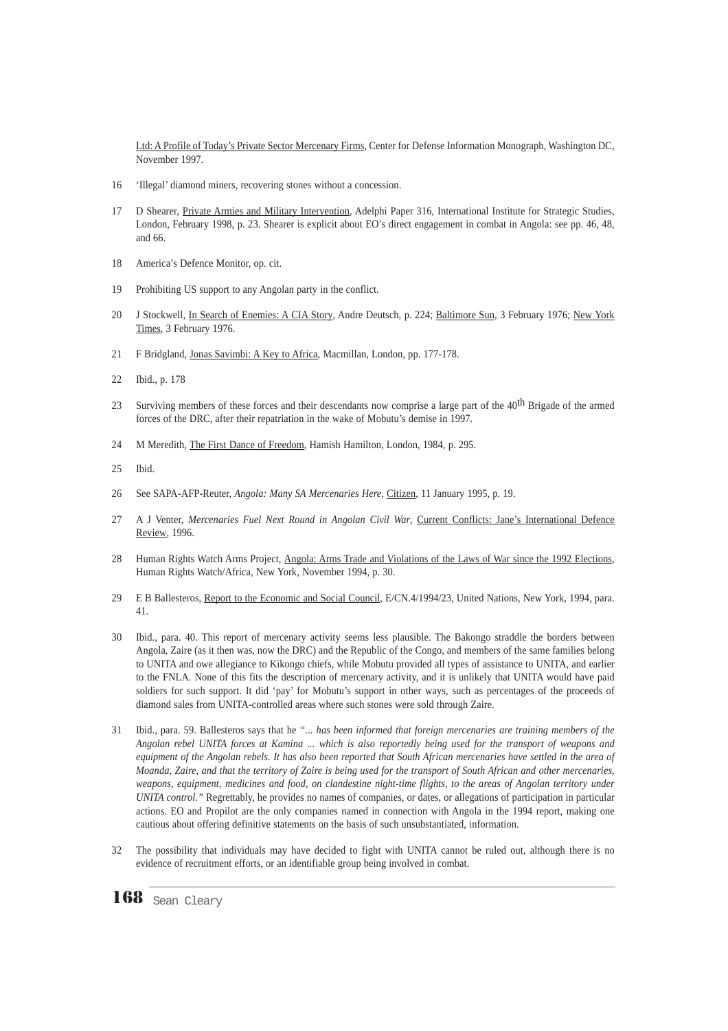Ltd: A Profile of Today's Private Sector Mercenary Firms, Center for Defense Information Monograph, Washington DC, November 1997.

16 'Illegal' diamond miners, recovering stones without a concession.

17 D Shearer, Private Armies and Military Intervention, Adelphi Paper 316, International Institute for Strategic Studies, London, February 1998, p. 23. Shearer is explicit about EO's direct engagement in combat in Angola: see pp. 46, 48, and 66.

18 America's Defence Monitor, op. cit.

19 Prohibiting US support to any Angolan party in the conflict.

20 J Stockwell, In Search of Enemies: A CIA Story, Andre Deutsch, p. 224; Baltimore Sun, 3 February 1976; New York Times, 3 February 1976.

21 F Bridgland, Jonas Savimbi: A Key to Africa, Macmillan, London, pp. 177-178.

22 Ibid., p. 178

23 Surviving members of these forces and their descendants now comprise a large part of the 40th Brigade of the armed forces of the DRC, after their repatriation in the wake of Mobutu's demise in 1997.

24 M Meredith, The First Dance of Freedom, Hamish Hamilton, London, 1984, p. 295.

25 Ibid.

26 See SAPA-AFP-Reuter, *Angola: Many SA Mercenaries Here*, Citizen, 11 January 1995, p. 19.

27 A J Venter, *Mercenaries Fuel Next Round in Angolan Civil War*, Current Conflicts: Jane's International Defence Review, 1996.

28 Human Rights Watch Arms Project, Angola: Arms Trade and Violations of the Laws of War since the 1992 Elections, Human Rights Watch/Africa, New York, November 1994, p. 30.

29 E B Ballesteros, Report to the Economic and Social Council, E/CN.4/1994/23, United Nations, New York, 1994, para. 41.

30 Ibid., para. 40. This report of mercenary activity seems less plausible. The Bakongo straddle the borders between Angola, Zaire (as it then was, now the DRC) and the Republic of the Congo, and members of the same families belong to UNITA and owe allegiance to Kikongo chiefs, while Mobutu provided all types of assistance to UNITA, and earlier to the FNLA. None of this fits the description of mercenary activity, and it is unlikely that UNITA would have paid soldiers for such support. It did 'pay' for Mobutu's support in other ways, such as percentages of the proceeds of diamond sales from UNITA-controlled areas where such stones were sold through Zaire.

31 Ibid., para. 59. Ballesteros says that he *"... has been informed that foreign mercenaries are training members of the Angolan rebel UNITA forces at Kamina ... which is also reportedly being used for the transport of weapons and equipment of the Angolan rebels. It has also been reported that South African mercenaries have settled in the area of Moanda, Zaire, and that the territory of Zaire is being used for the transport of South African and other mercenaries, weapons, equipment, medicines and food, on clandestine night-time flights, to the areas of Angolan territory under UNITA control."* Regrettably, he provides no names of companies, or dates, or allegations of participation in particular actions. EO and Propilot are the only companies named in connection with Angola in the 1994 report, making one cautious about offering definitive statements on the basis of such unsubstantiated, information.

32 The possibility that individuals may have decided to fight with UNITA cannot be ruled out, although there is no evidence of recruitment efforts, or an identifiable group being involved in combat.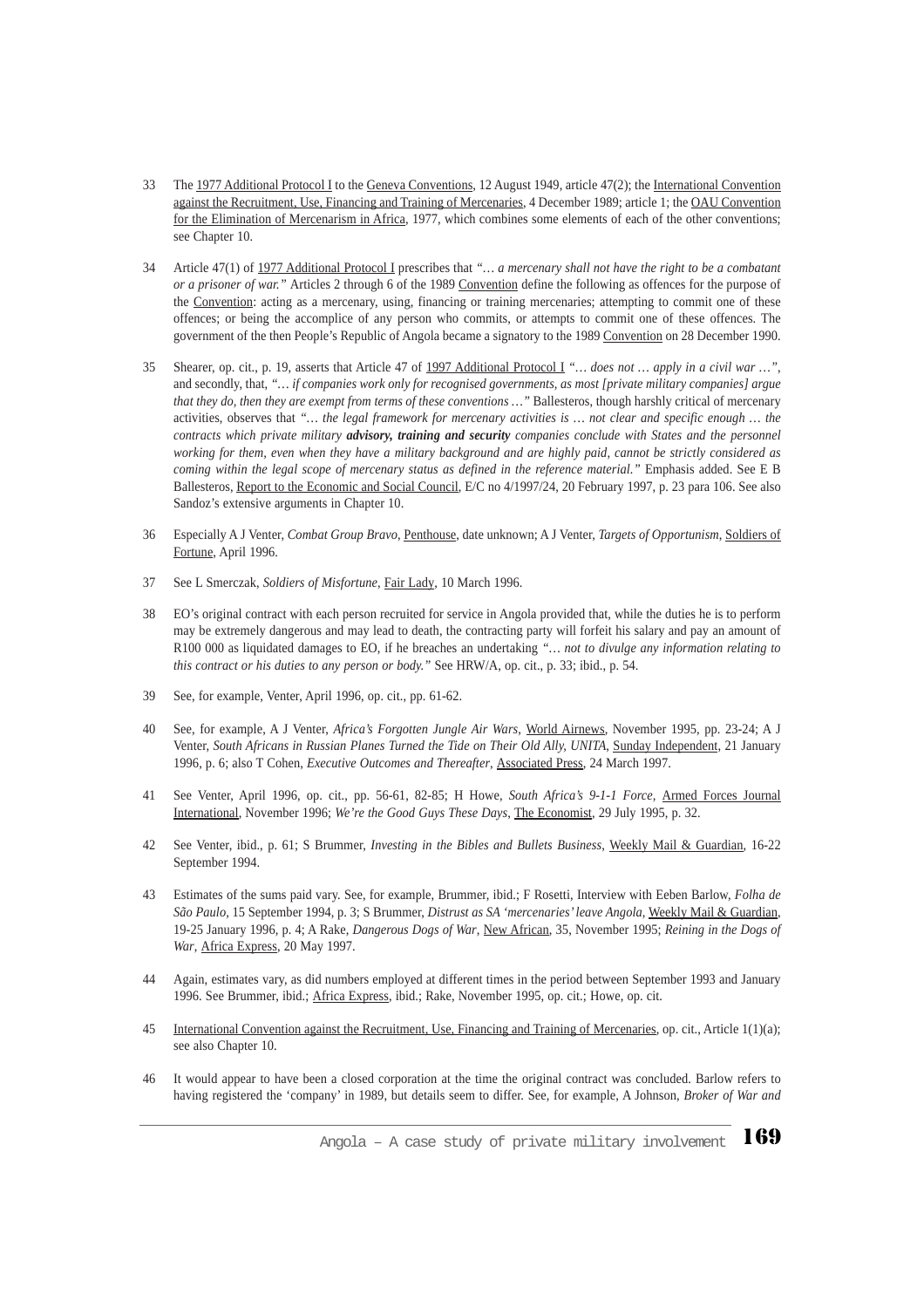33 The 1977 Additional Protocol I to the Geneva Conventions, 12 August 1949, article 47(2); the International Convention against the Recruitment, Use, Financing and Training of Mercenaries, 4 December 1989; article 1; the OAU Convention for the Elimination of Mercenarism in Africa, 1977, which combines some elements of each of the other conventions; see Chapter 10.

34 Article 47(1) of 1977 Additional Protocol I prescribes that *"… a mercenary shall not have the right to be a combatant or a prisoner of war."* Articles 2 through 6 of the 1989 Convention define the following as offences for the purpose of the Convention: acting as a mercenary, using, financing or training mercenaries; attempting to commit one of these offences; or being the accomplice of any person who commits, or attempts to commit one of these offences. The government of the then People's Republic of Angola became a signatory to the 1989 Convention on 28 December 1990.

35 Shearer, op. cit., p. 19, asserts that Article 47 of 1997 Additional Protocol I *"… does not … apply in a civil war …"*, and secondly, that, *"… if companies work only for recognised governments, as most [private military companies] argue that they do, then they are exempt from terms of these conventions …"* Ballesteros, though harshly critical of mercenary activities, observes that *"… the legal framework for mercenary activities is … not clear and specific enough … the contracts which private military* ***advisory, training and security*** *companies conclude with States and the personnel working for them, even when they have a military background and are highly paid, cannot be strictly considered as coming within the legal scope of mercenary status as defined in the reference material."* Emphasis added. See E B Ballesteros, Report to the Economic and Social Council, E/C no 4/1997/24, 20 February 1997, p. 23 para 106. See also Sandoz's extensive arguments in Chapter 10.

36 Especially A J Venter, *Combat Group Bravo*, Penthouse, date unknown; A J Venter, *Targets of Opportunism*, Soldiers of Fortune, April 1996.

37 See L Smerczak, *Soldiers of Misfortune*, Fair Lady, 10 March 1996.

38 EO's original contract with each person recruited for service in Angola provided that, while the duties he is to perform may be extremely dangerous and may lead to death, the contracting party will forfeit his salary and pay an amount of R100 000 as liquidated damages to EO, if he breaches an undertaking *"… not to divulge any information relating to this contract or his duties to any person or body."* See HRW/A, op. cit., p. 33; ibid., p. 54.

39 See, for example, Venter, April 1996, op. cit., pp. 61-62.

40 See, for example, A J Venter, *Africa's Forgotten Jungle Air Wars*, World Airnews, November 1995, pp. 23-24; A J Venter, *South Africans in Russian Planes Turned the Tide on Their Old Ally, UNITA*, Sunday Independent, 21 January 1996, p. 6; also T Cohen, *Executive Outcomes and Thereafter*, Associated Press, 24 March 1997.

41 See Venter, April 1996, op. cit., pp. 56-61, 82-85; H Howe, *South Africa's 9-1-1 Force*, Armed Forces Journal International, November 1996; *We're the Good Guys These Days*, The Economist, 29 July 1995, p. 32.

42 See Venter, ibid., p. 61; S Brummer, *Investing in the Bibles and Bullets Business*, Weekly Mail & Guardian, 16-22 September 1994.

43 Estimates of the sums paid vary. See, for example, Brummer, ibid.; F Rosetti, Interview with Eeben Barlow, *Folha de São Paulo*, 15 September 1994, p. 3; S Brummer, *Distrust as SA 'mercenaries' leave Angola*, Weekly Mail & Guardian, 19-25 January 1996, p. 4; A Rake, *Dangerous Dogs of War*, New African, 35, November 1995; *Reining in the Dogs of War*, Africa Express, 20 May 1997.

44 Again, estimates vary, as did numbers employed at different times in the period between September 1993 and January 1996. See Brummer, ibid.; Africa Express, ibid.; Rake, November 1995, op. cit.; Howe, op. cit.

45 International Convention against the Recruitment, Use, Financing and Training of Mercenaries, op. cit., Article 1(1)(a); see also Chapter 10.

46 It would appear to have been a closed corporation at the time the original contract was concluded. Barlow refers to having registered the 'company' in 1989, but details seem to differ. See, for example, A Johnson, *Broker of War and*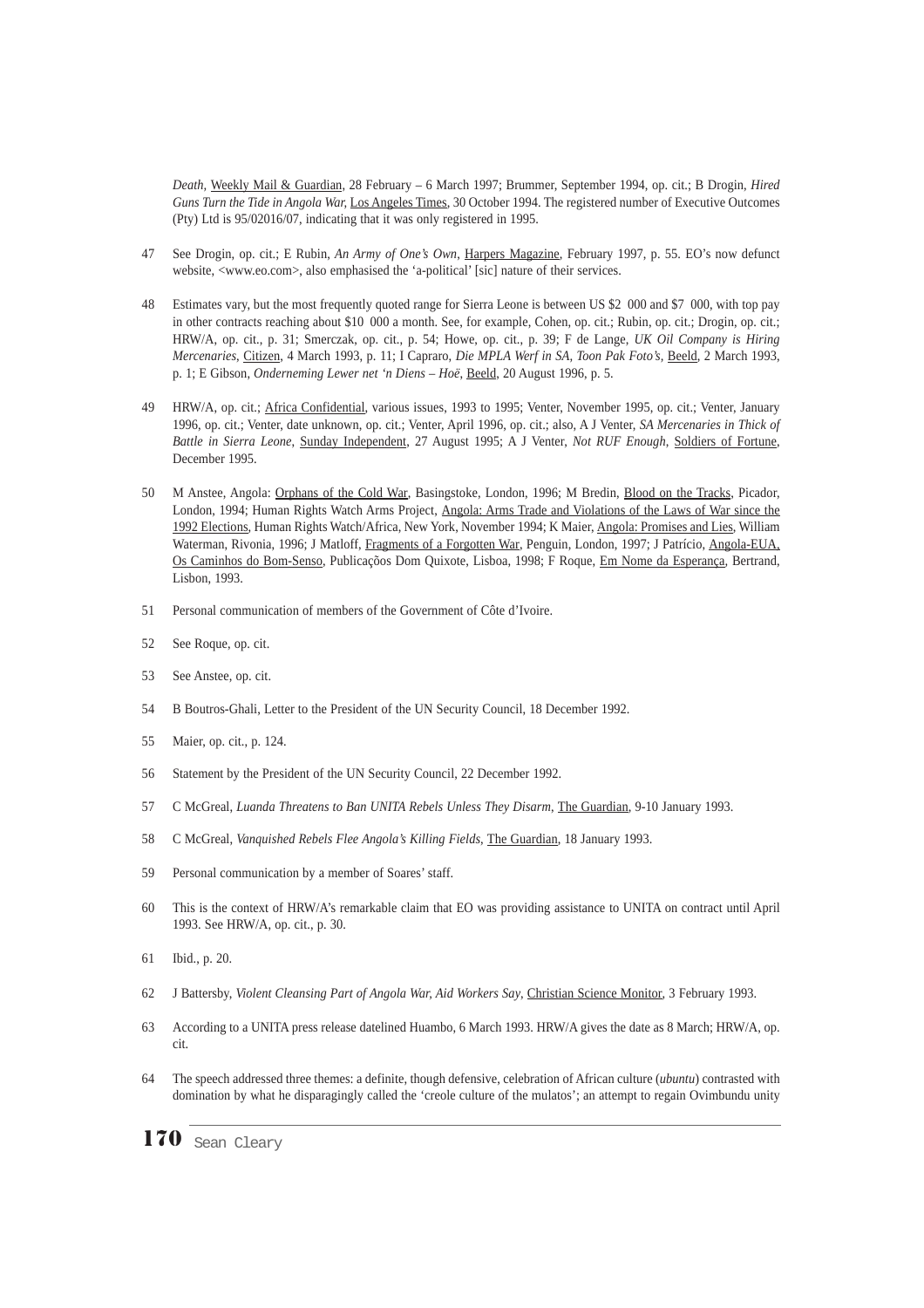*Death*, Weekly Mail & Guardian, 28 February – 6 March 1997; Brummer, September 1994, op. cit.; B Drogin, *Hired Guns Turn the Tide in Angola War*, Los Angeles Times, 30 October 1994. The registered number of Executive Outcomes (Pty) Ltd is 95/02016/07, indicating that it was only registered in 1995.

47 See Drogin, op. cit.; E Rubin, *An Army of One's Own*, Harpers Magazine, February 1997, p. 55. EO's now defunct website, <www.eo.com>, also emphasised the 'a-political' [sic] nature of their services.

48 Estimates vary, but the most frequently quoted range for Sierra Leone is between US $2 000 and $7 000, with top pay in other contracts reaching about $10 000 a month. See, for example, Cohen, op. cit.; Rubin, op. cit.; Drogin, op. cit.; HRW/A, op. cit., p. 31; Smerczak, op. cit., p. 54; Howe, op. cit., p. 39; F de Lange, *UK Oil Company is Hiring Mercenaries*, Citizen, 4 March 1993, p. 11; I Capraro, *Die MPLA Werf in SA, Toon Pak Foto's*, Beeld, 2 March 1993, p. 1; E Gibson, *Onderneming Lewer net 'n Diens – Hoë*, Beeld, 20 August 1996, p. 5.

49 HRW/A, op. cit.; Africa Confidential, various issues, 1993 to 1995; Venter, November 1995, op. cit.; Venter, January 1996, op. cit.; Venter, date unknown, op. cit.; Venter, April 1996, op. cit.; also, A J Venter, *SA Mercenaries in Thick of Battle in Sierra Leone*, Sunday Independent, 27 August 1995; A J Venter, *Not RUF Enough*, Soldiers of Fortune, December 1995.

50 M Anstee, Angola: Orphans of the Cold War, Basingstoke, London, 1996; M Bredin, Blood on the Tracks, Picador, London, 1994; Human Rights Watch Arms Project, Angola: Arms Trade and Violations of the Laws of War since the 1992 Elections, Human Rights Watch/Africa, New York, November 1994; K Maier, Angola: Promises and Lies, William Waterman, Rivonia, 1996; J Matloff, Fragments of a Forgotten War, Penguin, London, 1997; J Patrício, Angola-EUA, Os Caminhos do Bom-Senso, Publicaçõos Dom Quixote, Lisboa, 1998; F Roque, Em Nome da Esperança, Bertrand, Lisbon, 1993.

51 Personal communication of members of the Government of Côte d'Ivoire.

52 See Roque, op. cit.

53 See Anstee, op. cit.

54 B Boutros-Ghali, Letter to the President of the UN Security Council, 18 December 1992.

55 Maier, op. cit., p. 124.

56 Statement by the President of the UN Security Council, 22 December 1992.

57 C McGreal, *Luanda Threatens to Ban UNITA Rebels Unless They Disarm*, The Guardian, 9-10 January 1993.

58 C McGreal, *Vanquished Rebels Flee Angola's Killing Fields*, The Guardian, 18 January 1993.

59 Personal communication by a member of Soares' staff.

60 This is the context of HRW/A's remarkable claim that EO was providing assistance to UNITA on contract until April 1993. See HRW/A, op. cit., p. 30.

61 Ibid., p. 20.

62 J Battersby, *Violent Cleansing Part of Angola War, Aid Workers Say*, Christian Science Monitor, 3 February 1993.

63 According to a UNITA press release datelined Huambo, 6 March 1993. HRW/A gives the date as 8 March; HRW/A, op. cit.

64 The speech addressed three themes: a definite, though defensive, celebration of African culture (*ubuntu*) contrasted with domination by what he disparagingly called the 'creole culture of the mulatos'; an attempt to regain Ovimbundu unity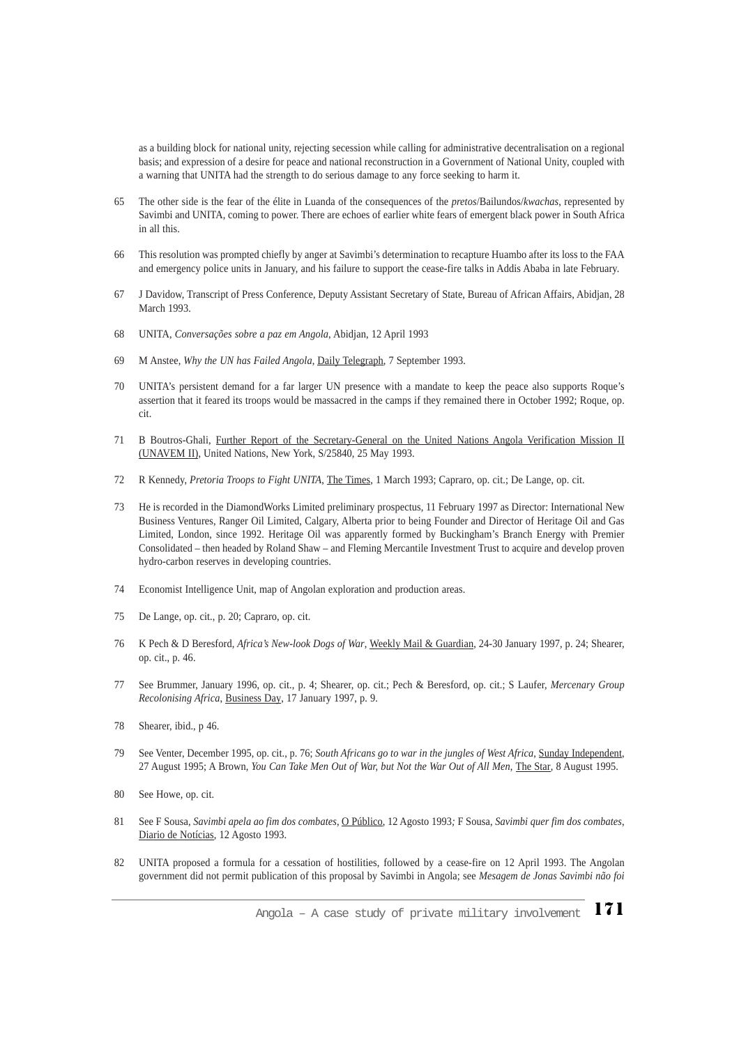as a building block for national unity, rejecting secession while calling for administrative decentralisation on a regional basis; and expression of a desire for peace and national reconstruction in a Government of National Unity, coupled with a warning that UNITA had the strength to do serious damage to any force seeking to harm it.

65 The other side is the fear of the élite in Luanda of the consequences of the *pretos*/Bailundos/*kwachas*, represented by Savimbi and UNITA, coming to power. There are echoes of earlier white fears of emergent black power in South Africa in all this.

66 This resolution was prompted chiefly by anger at Savimbi's determination to recapture Huambo after its loss to the FAA and emergency police units in January, and his failure to support the cease-fire talks in Addis Ababa in late February.

67 J Davidow, Transcript of Press Conference, Deputy Assistant Secretary of State, Bureau of African Affairs, Abidjan, 28 March 1993.

68 UNITA, *Conversações sobre a paz em Angola*, Abidjan, 12 April 1993

69 M Anstee, *Why the UN has Failed Angola*, Daily Telegraph, 7 September 1993.

70 UNITA's persistent demand for a far larger UN presence with a mandate to keep the peace also supports Roque's assertion that it feared its troops would be massacred in the camps if they remained there in October 1992; Roque, op. cit.

71 B Boutros-Ghali, Further Report of the Secretary-General on the United Nations Angola Verification Mission II (UNAVEM II), United Nations, New York, S/25840, 25 May 1993.

72 R Kennedy, *Pretoria Troops to Fight UNITA*, The Times, 1 March 1993; Capraro, op. cit.; De Lange, op. cit.

73 He is recorded in the DiamondWorks Limited preliminary prospectus, 11 February 1997 as Director: International New Business Ventures, Ranger Oil Limited, Calgary, Alberta prior to being Founder and Director of Heritage Oil and Gas Limited, London, since 1992. Heritage Oil was apparently formed by Buckingham's Branch Energy with Premier Consolidated – then headed by Roland Shaw – and Fleming Mercantile Investment Trust to acquire and develop proven hydro-carbon reserves in developing countries.

74 Economist Intelligence Unit, map of Angolan exploration and production areas.

75 De Lange, op. cit., p. 20; Capraro, op. cit.

76 K Pech & D Beresford, *Africa's New-look Dogs of War*, Weekly Mail & Guardian, 24-30 January 1997, p. 24; Shearer, op. cit., p. 46.

77 See Brummer, January 1996, op. cit., p. 4; Shearer, op. cit.; Pech & Beresford, op. cit.; S Laufer, *Mercenary Group Recolonising Africa*, Business Day, 17 January 1997, p. 9.

78 Shearer, ibid., p 46.

79 See Venter, December 1995, op. cit., p. 76; *South Africans go to war in the jungles of West Africa*, Sunday Independent, 27 August 1995; A Brown, *You Can Take Men Out of War, but Not the War Out of All Men*, The Star, 8 August 1995.

80 See Howe, op. cit.

81 See F Sousa, *Savimbi apela ao fim dos combates*, O Público, 12 Agosto 1993; F Sousa, *Savimbi quer fim dos combates*, Diario de Notícias, 12 Agosto 1993.

82 UNITA proposed a formula for a cessation of hostilities, followed by a cease-fire on 12 April 1993. The Angolan government did not permit publication of this proposal by Savimbi in Angola; see *Mesagem de Jonas Savimbi não foi*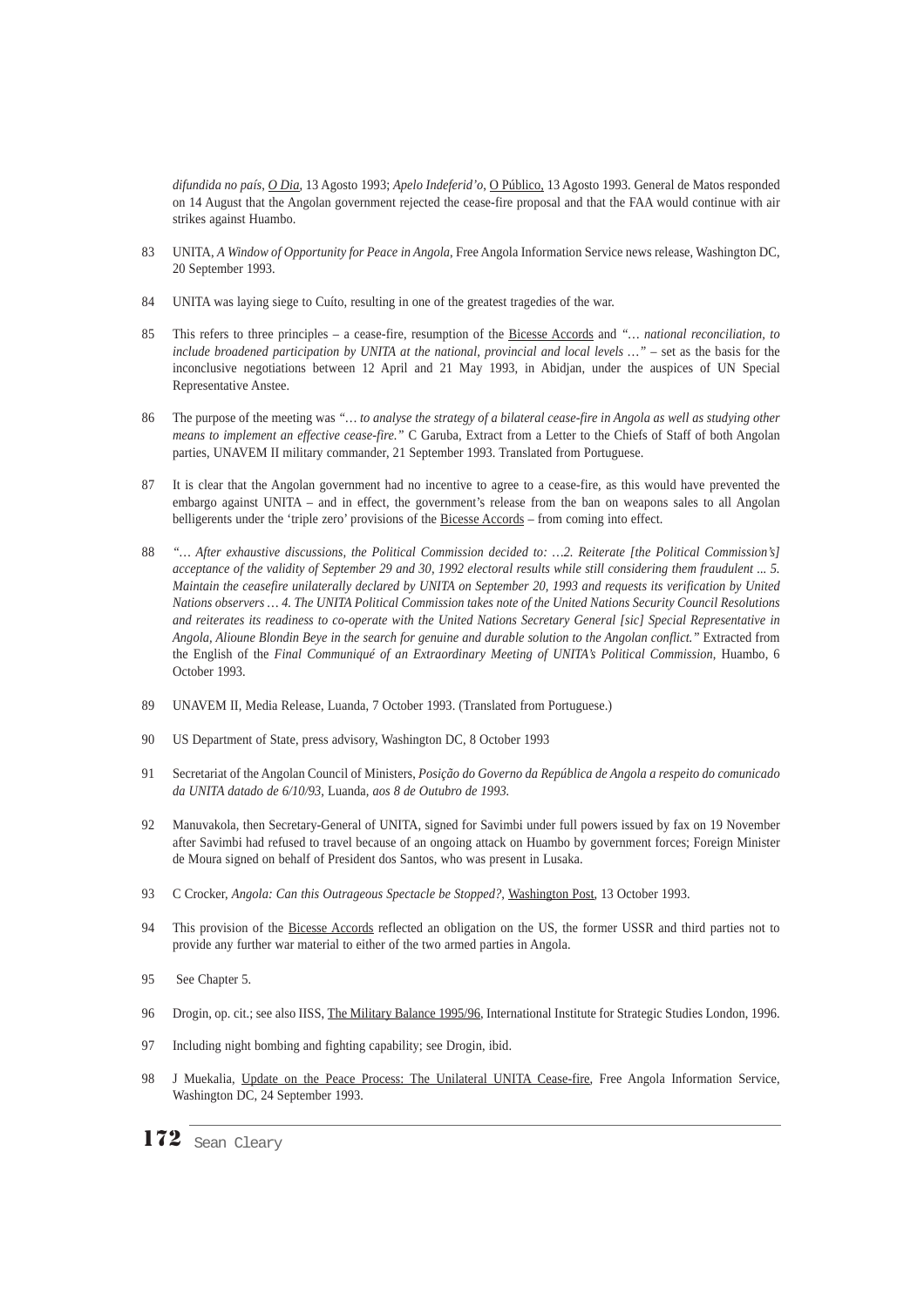*difundida no país*, O Dia, 13 Agosto 1993; *Apelo Indeferid'o*, O Público, 13 Agosto 1993. General de Matos responded on 14 August that the Angolan government rejected the cease-fire proposal and that the FAA would continue with air strikes against Huambo.

83 UNITA, *A Window of Opportunity for Peace in Angola*, Free Angola Information Service news release, Washington DC, 20 September 1993.

84 UNITA was laying siege to Cuíto, resulting in one of the greatest tragedies of the war.

85 This refers to three principles – a cease-fire, resumption of the Bicesse Accords and *"… national reconciliation, to include broadened participation by UNITA at the national, provincial and local levels …"* – set as the basis for the inconclusive negotiations between 12 April and 21 May 1993, in Abidjan, under the auspices of UN Special Representative Anstee.

86 The purpose of the meeting was *"… to analyse the strategy of a bilateral cease-fire in Angola as well as studying other means to implement an effective cease-fire."* C Garuba, Extract from a Letter to the Chiefs of Staff of both Angolan parties, UNAVEM II military commander, 21 September 1993. Translated from Portuguese.

87 It is clear that the Angolan government had no incentive to agree to a cease-fire, as this would have prevented the embargo against UNITA – and in effect, the government's release from the ban on weapons sales to all Angolan belligerents under the 'triple zero' provisions of the Bicesse Accords – from coming into effect.

88 *"… After exhaustive discussions, the Political Commission decided to: …2. Reiterate [the Political Commission's] acceptance of the validity of September 29 and 30, 1992 electoral results while still considering them fraudulent ... 5. Maintain the ceasefire unilaterally declared by UNITA on September 20, 1993 and requests its verification by United Nations observers … 4. The UNITA Political Commission takes note of the United Nations Security Council Resolutions and reiterates its readiness to co-operate with the United Nations Secretary General [sic] Special Representative in Angola, Alioune Blondin Beye in the search for genuine and durable solution to the Angolan conflict."* Extracted from the English of the *Final Communiqué of an Extraordinary Meeting of UNITA's Political Commission*, Huambo, 6 October 1993.

89 UNAVEM II, Media Release, Luanda, 7 October 1993. (Translated from Portuguese.)

90 US Department of State, press advisory, Washington DC, 8 October 1993

91 Secretariat of the Angolan Council of Ministers, *Posição do Governo da República de Angola a respeito do comunicado da UNITA datado de 6/10/93*, Luanda, *aos 8 de Outubro de 1993.*

92 Manuvakola, then Secretary-General of UNITA, signed for Savimbi under full powers issued by fax on 19 November after Savimbi had refused to travel because of an ongoing attack on Huambo by government forces; Foreign Minister de Moura signed on behalf of President dos Santos, who was present in Lusaka.

93 C Crocker, *Angola: Can this Outrageous Spectacle be Stopped?*, Washington Post, 13 October 1993.

94 This provision of the Bicesse Accords reflected an obligation on the US, the former USSR and third parties not to provide any further war material to either of the two armed parties in Angola.

95 See Chapter 5.

96 Drogin, op. cit.; see also IISS, The Military Balance 1995/96, International Institute for Strategic Studies London, 1996.

97 Including night bombing and fighting capability; see Drogin, ibid.

98 J Muekalia, Update on the Peace Process: The Unilateral UNITA Cease-fire, Free Angola Information Service, Washington DC, 24 September 1993.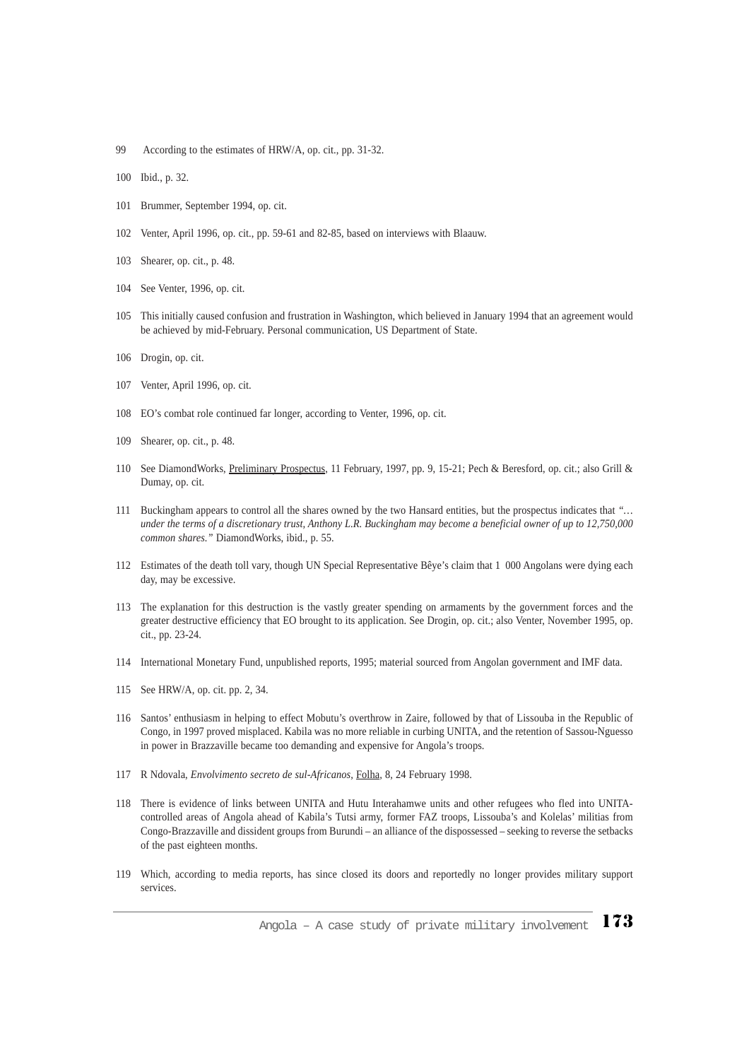99 According to the estimates of HRW/A, op. cit., pp. 31-32.

100 Ibid., p. 32.

101 Brummer, September 1994, op. cit.

102 Venter, April 1996, op. cit., pp. 59-61 and 82-85, based on interviews with Blaauw.

103 Shearer, op. cit., p. 48.

104 See Venter, 1996, op. cit.

105 This initially caused confusion and frustration in Washington, which believed in January 1994 that an agreement would be achieved by mid-February. Personal communication, US Department of State.

106 Drogin, op. cit.

107 Venter, April 1996, op. cit.

108 EO's combat role continued far longer, according to Venter, 1996, op. cit.

109 Shearer, op. cit., p. 48.

110 See DiamondWorks, Preliminary Prospectus, 11 February, 1997, pp. 9, 15-21; Pech & Beresford, op. cit.; also Grill & Dumay, op. cit.

111 Buckingham appears to control all the shares owned by the two Hansard entities, but the prospectus indicates that *"… under the terms of a discretionary trust, Anthony L.R. Buckingham may become a beneficial owner of up to 12,750,000 common shares."* DiamondWorks, ibid., p. 55.

112 Estimates of the death toll vary, though UN Special Representative Bêye's claim that 1 000 Angolans were dying each day, may be excessive.

113 The explanation for this destruction is the vastly greater spending on armaments by the government forces and the greater destructive efficiency that EO brought to its application. See Drogin, op. cit.; also Venter, November 1995, op. cit., pp. 23-24.

114 International Monetary Fund, unpublished reports, 1995; material sourced from Angolan government and IMF data.

115 See HRW/A, op. cit. pp. 2, 34.

116 Santos' enthusiasm in helping to effect Mobutu's overthrow in Zaire, followed by that of Lissouba in the Republic of Congo, in 1997 proved misplaced. Kabila was no more reliable in curbing UNITA, and the retention of Sassou-Nguesso in power in Brazzaville became too demanding and expensive for Angola's troops.

117 R Ndovala, *Envolvimento secreto de sul-Africanos*, Folha, 8, 24 February 1998.

118 There is evidence of links between UNITA and Hutu Interahamwe units and other refugees who fled into UNITA-controlled areas of Angola ahead of Kabila's Tutsi army, former FAZ troops, Lissouba's and Kolelas' militias from Congo-Brazzaville and dissident groups from Burundi – an alliance of the dispossessed – seeking to reverse the setbacks of the past eighteen months.

119 Which, according to media reports, has since closed its doors and reportedly no longer provides military support services.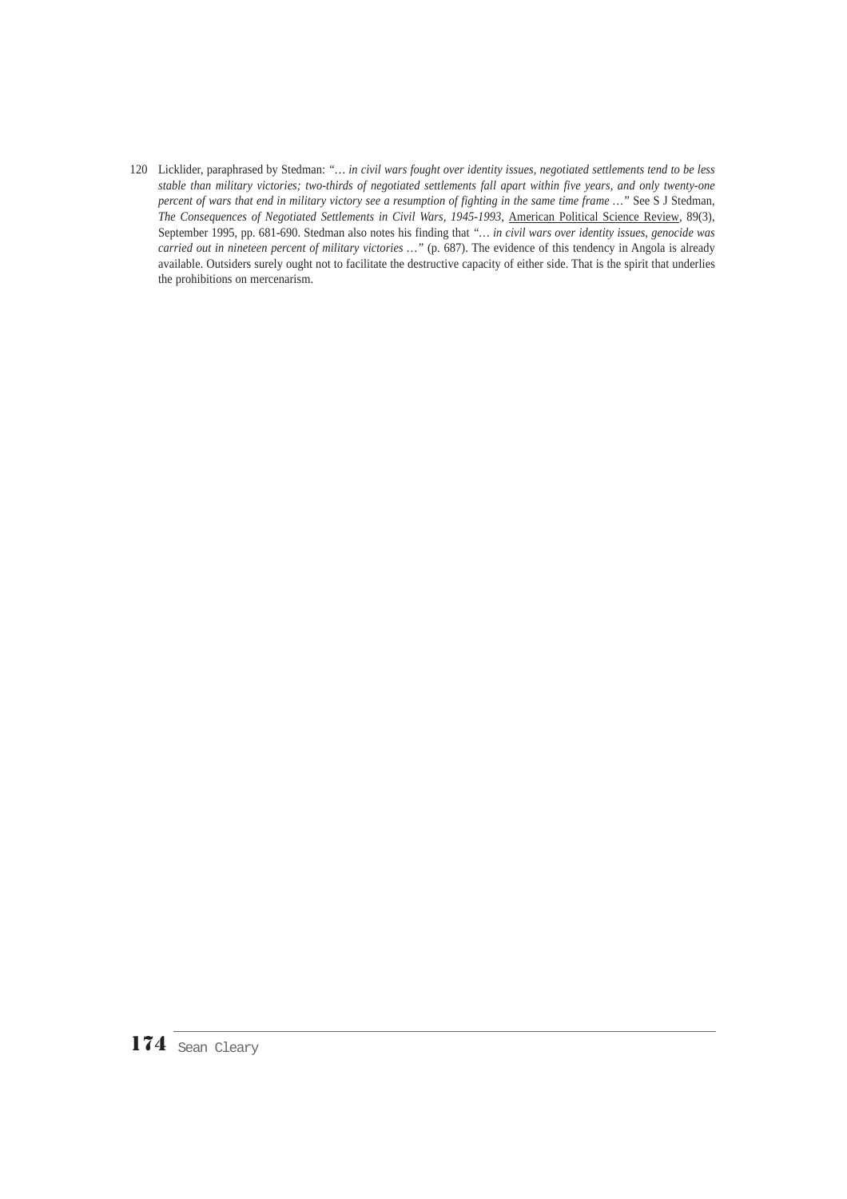120 Licklider, paraphrased by Stedman: *"… in civil wars fought over identity issues, negotiated settlements tend to be less stable than military victories; two-thirds of negotiated settlements fall apart within five years, and only twenty-one percent of wars that end in military victory see a resumption of fighting in the same time frame …"* See S J Stedman, *The Consequences of Negotiated Settlements in Civil Wars, 1945-1993*, <u>American Political Science Review</u>, 89(3), September 1995, pp. 681-690. Stedman also notes his finding that *"… in civil wars over identity issues, genocide was carried out in nineteen percent of military victories …"* (p. 687). The evidence of this tendency in Angola is already available. Outsiders surely ought not to facilitate the destructive capacity of either side. That is the spirit that underlies the prohibitions on mercenarism.